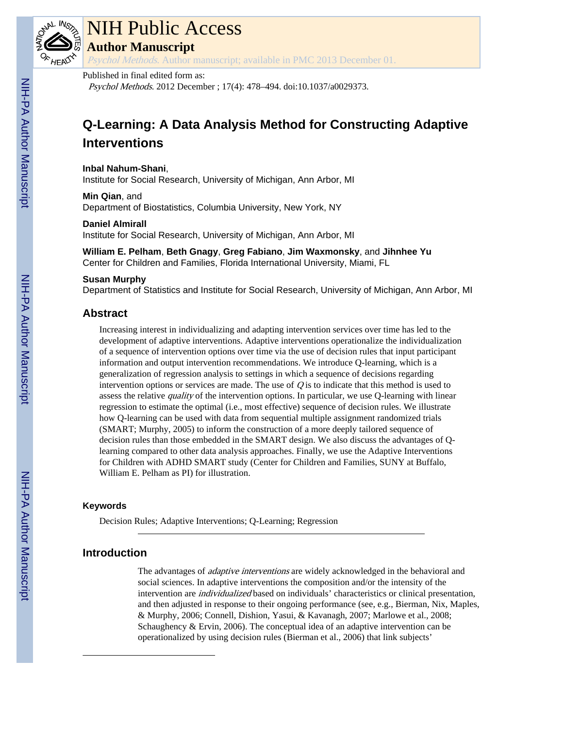# NIH Public Access

## Author Manuscript

*Psychol Methods*. Author manuscript; available in PMC 2013 December 01.

Published in final edited form as:
*Psychol Methods*. 2012 December ; 17(4): 478–494. doi:10.1037/a0029373.

# Q-Learning: A Data Analysis Method for Constructing Adaptive Interventions

**Inbal Nahum-Shani**,
Institute for Social Research, University of Michigan, Ann Arbor, MI

**Min Qian**, and
Department of Biostatistics, Columbia University, New York, NY

**Daniel Almirall**
Institute for Social Research, University of Michigan, Ann Arbor, MI

**William E. Pelham**, **Beth Gnagy**, **Greg Fabiano**, **Jim Waxmonsky**, and **Jihnhee Yu**
Center for Children and Families, Florida International University, Miami, FL

**Susan Murphy**
Department of Statistics and Institute for Social Research, University of Michigan, Ann Arbor, MI

## Abstract

Increasing interest in individualizing and adapting intervention services over time has led to the development of adaptive interventions. Adaptive interventions operationalize the individualization of a sequence of intervention options over time via the use of decision rules that input participant information and output intervention recommendations. We introduce Q-learning, which is a generalization of regression analysis to settings in which a sequence of decisions regarding intervention options or services are made. The use of *Q* is to indicate that this method is used to assess the relative *quality* of the intervention options. In particular, we use Q-learning with linear regression to estimate the optimal (i.e., most effective) sequence of decision rules. We illustrate how Q-learning can be used with data from sequential multiple assignment randomized trials (SMART; Murphy, 2005) to inform the construction of a more deeply tailored sequence of decision rules than those embedded in the SMART design. We also discuss the advantages of Q-learning compared to other data analysis approaches. Finally, we use the Adaptive Interventions for Children with ADHD SMART study (Center for Children and Families, SUNY at Buffalo, William E. Pelham as PI) for illustration.

### Keywords

Decision Rules; Adaptive Interventions; Q-Learning; Regression

## Introduction

The advantages of *adaptive interventions* are widely acknowledged in the behavioral and social sciences. In adaptive interventions the composition and/or the intensity of the intervention are *individualized* based on individuals' characteristics or clinical presentation, and then adjusted in response to their ongoing performance (see, e.g., Bierman, Nix, Maples, & Murphy, 2006; Connell, Dishion, Yasui, & Kavanagh, 2007; Marlowe et al., 2008; Schaughency & Ervin, 2006). The conceptual idea of an adaptive intervention can be operationalized by using decision rules (Bierman et al., 2006) that link subjects'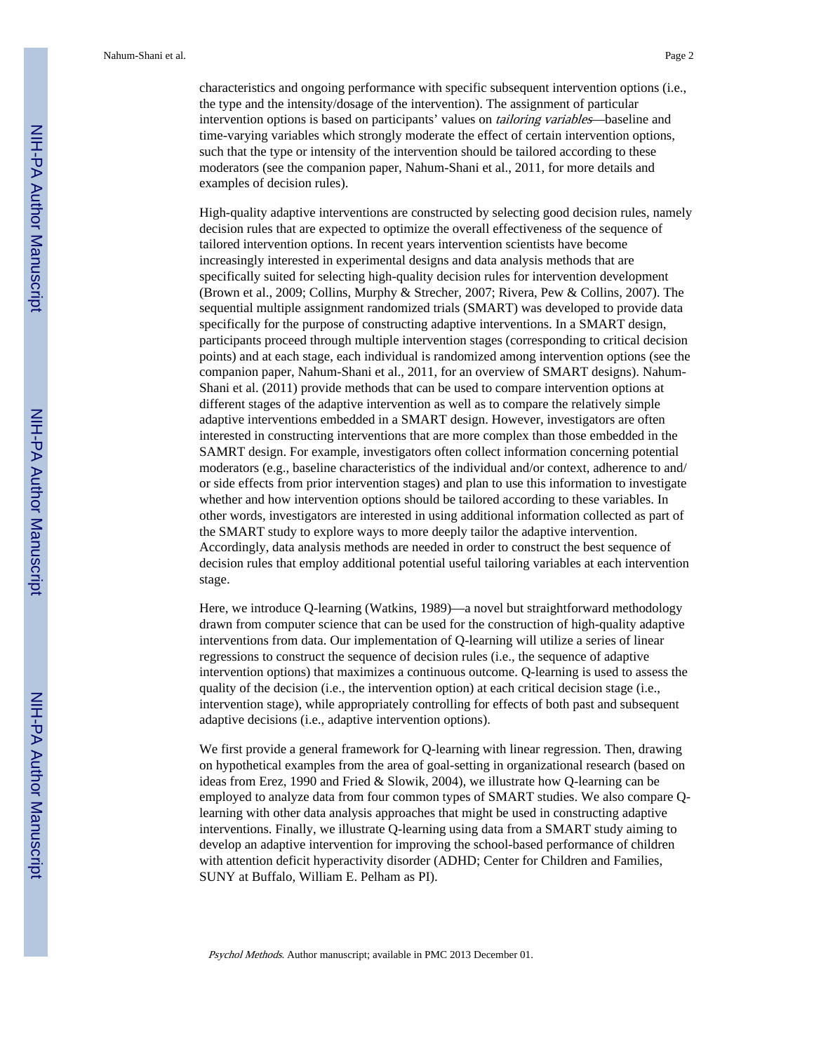characteristics and ongoing performance with specific subsequent intervention options (i.e., the type and the intensity/dosage of the intervention). The assignment of particular intervention options is based on participants' values on *tailoring variables*—baseline and time-varying variables which strongly moderate the effect of certain intervention options, such that the type or intensity of the intervention should be tailored according to these moderators (see the companion paper, Nahum-Shani et al., 2011, for more details and examples of decision rules).

High-quality adaptive interventions are constructed by selecting good decision rules, namely decision rules that are expected to optimize the overall effectiveness of the sequence of tailored intervention options. In recent years intervention scientists have become increasingly interested in experimental designs and data analysis methods that are specifically suited for selecting high-quality decision rules for intervention development (Brown et al., 2009; Collins, Murphy & Strecher, 2007; Rivera, Pew & Collins, 2007). The sequential multiple assignment randomized trials (SMART) was developed to provide data specifically for the purpose of constructing adaptive interventions. In a SMART design, participants proceed through multiple intervention stages (corresponding to critical decision points) and at each stage, each individual is randomized among intervention options (see the companion paper, Nahum-Shani et al., 2011, for an overview of SMART designs). Nahum-Shani et al. (2011) provide methods that can be used to compare intervention options at different stages of the adaptive intervention as well as to compare the relatively simple adaptive interventions embedded in a SMART design. However, investigators are often interested in constructing interventions that are more complex than those embedded in the SAMRT design. For example, investigators often collect information concerning potential moderators (e.g., baseline characteristics of the individual and/or context, adherence to and/or side effects from prior intervention stages) and plan to use this information to investigate whether and how intervention options should be tailored according to these variables. In other words, investigators are interested in using additional information collected as part of the SMART study to explore ways to more deeply tailor the adaptive intervention. Accordingly, data analysis methods are needed in order to construct the best sequence of decision rules that employ additional potential useful tailoring variables at each intervention stage.

Here, we introduce Q-learning (Watkins, 1989)—a novel but straightforward methodology drawn from computer science that can be used for the construction of high-quality adaptive interventions from data. Our implementation of Q-learning will utilize a series of linear regressions to construct the sequence of decision rules (i.e., the sequence of adaptive intervention options) that maximizes a continuous outcome. Q-learning is used to assess the quality of the decision (i.e., the intervention option) at each critical decision stage (i.e., intervention stage), while appropriately controlling for effects of both past and subsequent adaptive decisions (i.e., adaptive intervention options).

We first provide a general framework for Q-learning with linear regression. Then, drawing on hypothetical examples from the area of goal-setting in organizational research (based on ideas from Erez, 1990 and Fried & Slowik, 2004), we illustrate how Q-learning can be employed to analyze data from four common types of SMART studies. We also compare Q-learning with other data analysis approaches that might be used in constructing adaptive interventions. Finally, we illustrate Q-learning using data from a SMART study aiming to develop an adaptive intervention for improving the school-based performance of children with attention deficit hyperactivity disorder (ADHD; Center for Children and Families, SUNY at Buffalo, William E. Pelham as PI).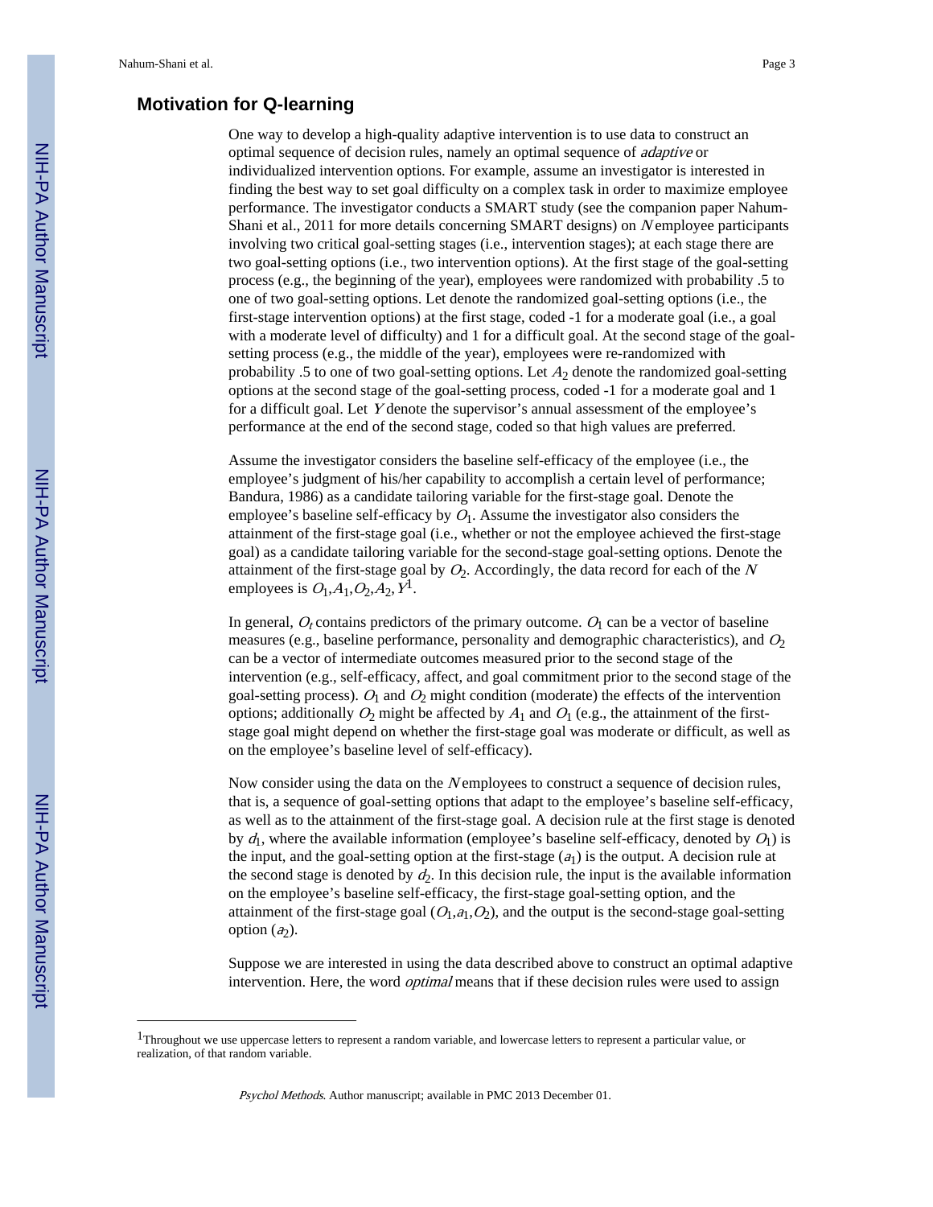## Motivation for Q-learning

One way to develop a high-quality adaptive intervention is to use data to construct an optimal sequence of decision rules, namely an optimal sequence of *adaptive* or individualized intervention options. For example, assume an investigator is interested in finding the best way to set goal difficulty on a complex task in order to maximize employee performance. The investigator conducts a SMART study (see the companion paper Nahum-Shani et al., 2011 for more details concerning SMART designs) on $N$ employee participants involving two critical goal-setting stages (i.e., intervention stages); at each stage there are two goal-setting options (i.e., two intervention options). At the first stage of the goal-setting process (e.g., the beginning of the year), employees were randomized with probability .5 to one of two goal-setting options. Let denote the randomized goal-setting options (i.e., the first-stage intervention options) at the first stage, coded -1 for a moderate goal (i.e., a goal with a moderate level of difficulty) and 1 for a difficult goal. At the second stage of the goal-setting process (e.g., the middle of the year), employees were re-randomized with probability .5 to one of two goal-setting options. Let $A_2$ denote the randomized goal-setting options at the second stage of the goal-setting process, coded -1 for a moderate goal and 1 for a difficult goal. Let $Y$ denote the supervisor's annual assessment of the employee's performance at the end of the second stage, coded so that high values are preferred.

Assume the investigator considers the baseline self-efficacy of the employee (i.e., the employee's judgment of his/her capability to accomplish a certain level of performance; Bandura, 1986) as a candidate tailoring variable for the first-stage goal. Denote the employee's baseline self-efficacy by $O_1$. Assume the investigator also considers the attainment of the first-stage goal (i.e., whether or not the employee achieved the first-stage goal) as a candidate tailoring variable for the second-stage goal-setting options. Denote the attainment of the first-stage goal by $O_2$. Accordingly, the data record for each of the $N$ employees is $O_1, A_1, O_2, A_2, Y$[1].

In general, $O_t$ contains predictors of the primary outcome. $O_1$ can be a vector of baseline measures (e.g., baseline performance, personality and demographic characteristics), and $O_2$ can be a vector of intermediate outcomes measured prior to the second stage of the intervention (e.g., self-efficacy, affect, and goal commitment prior to the second stage of the goal-setting process). $O_1$ and $O_2$ might condition (moderate) the effects of the intervention options; additionally $O_2$ might be affected by $A_1$ and $O_1$ (e.g., the attainment of the first-stage goal might depend on whether the first-stage goal was moderate or difficult, as well as on the employee's baseline level of self-efficacy).

Now consider using the data on the $N$ employees to construct a sequence of decision rules, that is, a sequence of goal-setting options that adapt to the employee's baseline self-efficacy, as well as to the attainment of the first-stage goal. A decision rule at the first stage is denoted by $d_1$, where the available information (employee's baseline self-efficacy, denoted by $O_1$) is the input, and the goal-setting option at the first-stage ($a_1$) is the output. A decision rule at the second stage is denoted by $d_2$. In this decision rule, the input is the available information on the employee's baseline self-efficacy, the first-stage goal-setting option, and the attainment of the first-stage goal ($O_1, a_1, O_2$), and the output is the second-stage goal-setting option ($a_2$).

Suppose we are interested in using the data described above to construct an optimal adaptive intervention. Here, the word *optimal* means that if these decision rules were used to assign

---

[1]Throughout we use uppercase letters to represent a random variable, and lowercase letters to represent a particular value, or realization, of that random variable.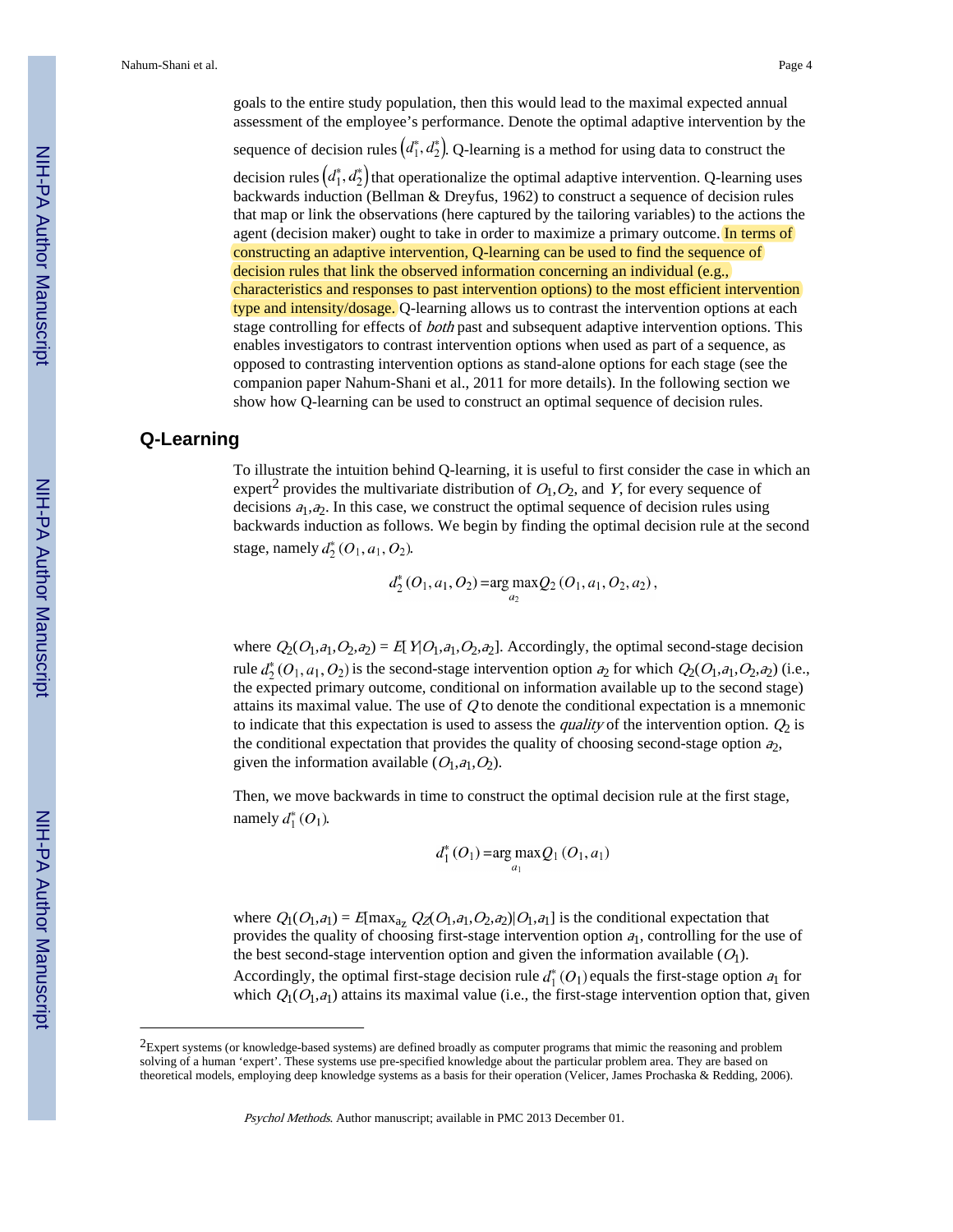goals to the entire study population, then this would lead to the maximal expected annual assessment of the employee's performance. Denote the optimal adaptive intervention by the sequence of decision rules $\left(d_1^*, d_2^*\right)$. Q-learning is a method for using data to construct the decision rules $\left(d_1^*, d_2^*\right)$ that operationalize the optimal adaptive intervention. Q-learning uses backwards induction (Bellman & Dreyfus, 1962) to construct a sequence of decision rules that map or link the observations (here captured by the tailoring variables) to the actions the agent (decision maker) ought to take in order to maximize a primary outcome. In terms of constructing an adaptive intervention, Q-learning can be used to find the sequence of decision rules that link the observed information concerning an individual (e.g., characteristics and responses to past intervention options) to the most efficient intervention type and intensity/dosage. Q-learning allows us to contrast the intervention options at each stage controlling for effects of *both* past and subsequent adaptive intervention options. This enables investigators to contrast intervention options when used as part of a sequence, as opposed to contrasting intervention options as stand-alone options for each stage (see the companion paper Nahum-Shani et al., 2011 for more details). In the following section we show how Q-learning can be used to construct an optimal sequence of decision rules.

## Q-Learning

To illustrate the intuition behind Q-learning, it is useful to first consider the case in which an expert[2] provides the multivariate distribution of $O_1, O_2$, and $Y$, for every sequence of decisions $a_1, a_2$. In this case, we construct the optimal sequence of decision rules using backwards induction as follows. We begin by finding the optimal decision rule at the second stage, namely $d_2^*(O_1, a_1, O_2)$.

$$d_2^*(O_1, a_1, O_2) = \arg\max_{a_2} Q_2(O_1, a_1, O_2, a_2),$$

where $Q_2(O_1, a_1, O_2, a_2) = E[Y|O_1, a_1, O_2, a_2]$. Accordingly, the optimal second-stage decision rule $d_2^*(O_1, a_1, O_2)$ is the second-stage intervention option $a_2$ for which $Q_2(O_1, a_1, O_2, a_2)$ (i.e., the expected primary outcome, conditional on information available up to the second stage) attains its maximal value. The use of $Q$ to denote the conditional expectation is a mnemonic to indicate that this expectation is used to assess the *quality* of the intervention option. $Q_2$ is the conditional expectation that provides the quality of choosing second-stage option $a_2$, given the information available ($O_1, a_1, O_2$).

Then, we move backwards in time to construct the optimal decision rule at the first stage, namely $d_1^*(O_1)$.

$$d_1^*(O_1) = \arg\max_{a_1} Q_1(O_1, a_1)$$

where $Q_1(O_1, a_1) = E[\max_{a_z} Q_2(O_1, a_1, O_2, a_2)|O_1, a_1]$ is the conditional expectation that provides the quality of choosing first-stage intervention option $a_1$, controlling for the use of the best second-stage intervention option and given the information available ($O_1$). Accordingly, the optimal first-stage decision rule $d_1^*(O_1)$ equals the first-stage option $a_1$ for which $Q_1(O_1, a_1)$ attains its maximal value (i.e., the first-stage intervention option that, given

---

[2]Expert systems (or knowledge-based systems) are defined broadly as computer programs that mimic the reasoning and problem solving of a human 'expert'. These systems use pre-specified knowledge about the particular problem area. They are based on theoretical models, employing deep knowledge systems as a basis for their operation (Velicer, James Prochaska & Redding, 2006).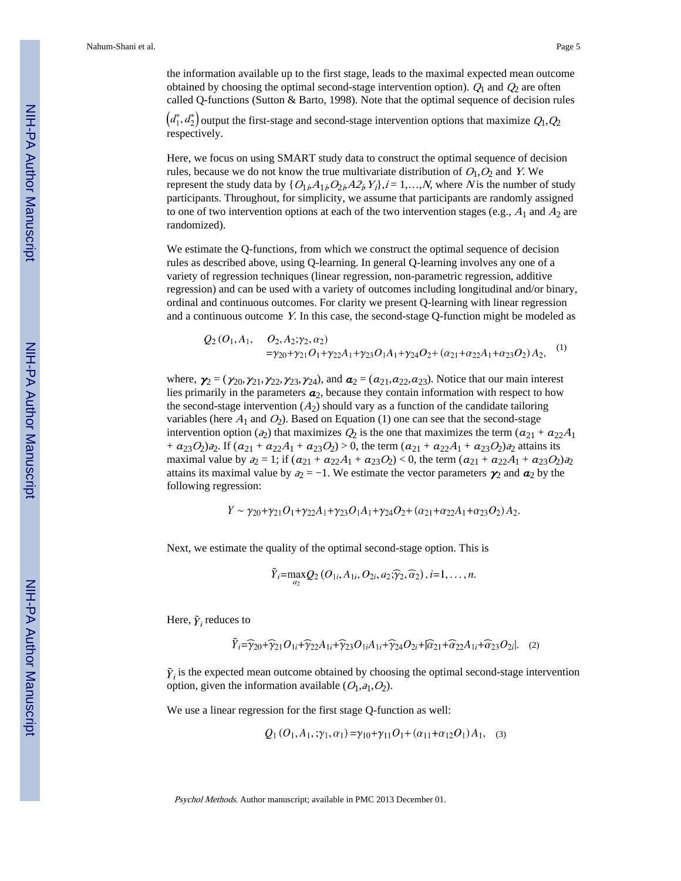the information available up to the first stage, leads to the maximal expected mean outcome obtained by choosing the optimal second-stage intervention option). $Q_1$ and $Q_2$ are often called Q-functions (Sutton & Barto, 1998). Note that the optimal sequence of decision rules $\left(d_1^*, d_2^*\right)$ output the first-stage and second-stage intervention options that maximize $Q_1$,$Q_2$ respectively.

Here, we focus on using SMART study data to construct the optimal sequence of decision rules, because we do not know the true multivariate distribution of $O_1$,$O_2$ and $Y$. We represent the study data by $\{O_{1i}, A_{1i}, O_{2i}, A2_i, Y_i\}, i = 1,\ldots,N$, where $N$ is the number of study participants. Throughout, for simplicity, we assume that participants are randomly assigned to one of two intervention options at each of the two intervention stages (e.g., $A_1$ and $A_2$ are randomized).

We estimate the Q-functions, from which we construct the optimal sequence of decision rules as described above, using Q-learning. In general Q-learning involves any one of a variety of regression techniques (linear regression, non-parametric regression, additive regression) and can be used with a variety of outcomes including longitudinal and/or binary, ordinal and continuous outcomes. For clarity we present Q-learning with linear regression and a continuous outcome $Y$. In this case, the second-stage Q-function might be modeled as

$$
\begin{aligned}
Q_2(O_1, A_1, \quad & O_2, A_2; \gamma_2, \alpha_2) \\
&= \gamma_{20} + \gamma_{21} O_1 + \gamma_{22} A_1 + \gamma_{23} O_1 A_1 + \gamma_{24} O_2 + (\alpha_{21} + \alpha_{22} A_1 + \alpha_{23} O_2) A_2,
\end{aligned} \quad (1)
$$

where, $\boldsymbol{\gamma}_2 = (\gamma_{20}, \gamma_{21}, \gamma_{22}, \gamma_{23}, \gamma_{24})$, and $\boldsymbol{\alpha}_2 = (\alpha_{21}, \alpha_{22}, \alpha_{23})$. Notice that our main interest lies primarily in the parameters $\boldsymbol{\alpha}_2$, because they contain information with respect to how the second-stage intervention ($A_2$) should vary as a function of the candidate tailoring variables (here $A_1$ and $O_2$). Based on Equation (1) one can see that the second-stage intervention option ($a_2$) that maximizes $Q_2$ is the one that maximizes the term $(\alpha_{21} + \alpha_{22}A_1 + \alpha_{23}O_2)a_2$. If $(\alpha_{21} + \alpha_{22}A_1 + \alpha_{23}O_2) > 0$, the term $(\alpha_{21} + \alpha_{22}A_1 + \alpha_{23}O_2)a_2$ attains its maximal value by $a_2 = 1$; if $(\alpha_{21} + \alpha_{22}A_1 + \alpha_{23}O_2) < 0$, the term $(\alpha_{21} + \alpha_{22}A_1 + \alpha_{23}O_2)a_2$ attains its maximal value by $a_2 = -1$. We estimate the vector parameters $\boldsymbol{\gamma}_2$ and $\boldsymbol{\alpha}_2$ by the following regression:

$$
Y \sim \gamma_{20} + \gamma_{21} O_1 + \gamma_{22} A_1 + \gamma_{23} O_1 A_1 + \gamma_{24} O_2 + (\alpha_{21} + \alpha_{22} A_1 + \alpha_{23} O_2) A_2.
$$

Next, we estimate the quality of the optimal second-stage option. This is

$$
\tilde{Y}_i = \max_{a_2} Q_2(O_{1i}, A_{1i}, O_{2i}, a_2; \widehat{\gamma}_2, \widehat{\alpha}_2), i = 1, \ldots, n.
$$

Here, $\tilde{Y}_i$ reduces to

$$
\tilde{Y}_i = \widehat{\gamma}_{20} + \widehat{\gamma}_{21} O_{1i} + \widehat{\gamma}_{22} A_{1i} + \widehat{\gamma}_{23} O_{1i} A_{1i} + \widehat{\gamma}_{24} O_{2i} + |\widehat{\alpha}_{21} + \widehat{\alpha}_{22} A_{1i} + \widehat{\alpha}_{23} O_{2i}|. \quad (2)
$$

$\tilde{Y}_i$ is the expected mean outcome obtained by choosing the optimal second-stage intervention option, given the information available ($O_1$,$a_1$,$O_2$).

We use a linear regression for the first stage Q-function as well:

$$
Q_1(O_1, A_1, ; \gamma_1, \alpha_1) = \gamma_{10} + \gamma_{11} O_1 + (\alpha_{11} + \alpha_{12} O_1) A_1, \quad (3)
$$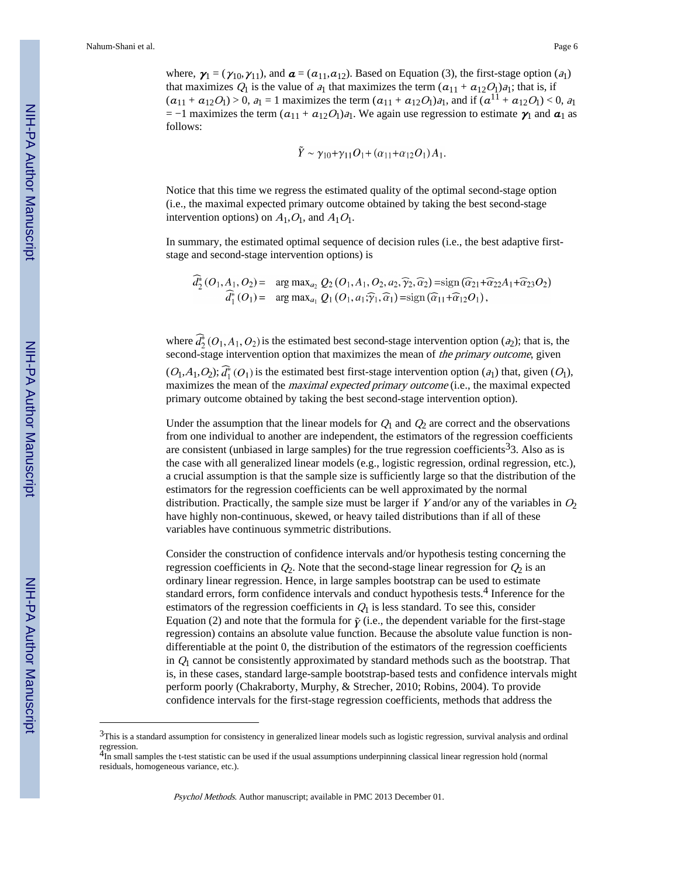where, $\boldsymbol{\gamma}_1 = (\gamma_{10}, \gamma_{11})$, and $\boldsymbol{\alpha} = (\alpha_{11}, \alpha_{12})$. Based on Equation (3), the first-stage option ($a_1$) that maximizes $Q_1$ is the value of $a_1$ that maximizes the term $(\alpha_{11} + \alpha_{12}O_1)a_1$; that is, if $(\alpha_{11} + \alpha_{12}O_1) > 0$, $a_1 = 1$ maximizes the term $(\alpha_{11} + \alpha_{12}O_1)a_1$, and if $(\alpha^{11} + \alpha_{12}O_1) < 0$, $a_1 = -1$ maximizes the term $(\alpha_{11} + \alpha_{12}O_1)a_1$. We again use regression to estimate $\boldsymbol{\gamma}_1$ and $\boldsymbol{\alpha}_1$ as follows:

$$\tilde{Y} \sim \gamma_{10} + \gamma_{11}O_1 + (\alpha_{11} + \alpha_{12}O_1)A_1.$$

Notice that this time we regress the estimated quality of the optimal second-stage option (i.e., the maximal expected primary outcome obtained by taking the best second-stage intervention options) on $A_1$,$O_1$, and $A_1O_1$.

In summary, the estimated optimal sequence of decision rules (i.e., the best adaptive first-stage and second-stage intervention options) is

$$\begin{aligned} \widehat{d}_2^*(O_1, A_1, O_2) = & \quad \arg\max_{a_2} Q_2(O_1, A_1, O_2, a_2, \widehat{\gamma}_2, \widehat{\alpha}_2) = \operatorname{sign}(\widehat{\alpha}_{21} + \widehat{\alpha}_{22}A_1 + \widehat{\alpha}_{23}O_2) \\ \widehat{d}_1^*(O_1) = & \quad \arg\max_{a_1} Q_1(O_1, a_1; \widehat{\gamma}_1, \widehat{\alpha}_1) = \operatorname{sign}(\widehat{\alpha}_{11} + \widehat{\alpha}_{12}O_1), \end{aligned}$$

where $\widehat{d}_2^*(O_1, A_1, O_2)$ is the estimated best second-stage intervention option ($a_2$); that is, the second-stage intervention option that maximizes the mean of *the primary outcome*, given ($O_1$,$A_1$,$O_2$); $\widehat{d}_1^*(O_1)$ is the estimated best first-stage intervention option ($a_1$) that, given ($O_1$), maximizes the mean of the *maximal expected primary outcome* (i.e., the maximal expected primary outcome obtained by taking the best second-stage intervention option).

Under the assumption that the linear models for $Q_1$ and $Q_2$ are correct and the observations from one individual to another are independent, the estimators of the regression coefficients are consistent (unbiased in large samples) for the true regression coefficients[3]3. Also as is the case with all generalized linear models (e.g., logistic regression, ordinal regression, etc.), a crucial assumption is that the sample size is sufficiently large so that the distribution of the estimators for the regression coefficients can be well approximated by the normal distribution. Practically, the sample size must be larger if $Y$ and/or any of the variables in $O_2$ have highly non-continuous, skewed, or heavy tailed distributions than if all of these variables have continuous symmetric distributions.

Consider the construction of confidence intervals and/or hypothesis testing concerning the regression coefficients in $Q_2$. Note that the second-stage linear regression for $Q_2$ is an ordinary linear regression. Hence, in large samples bootstrap can be used to estimate standard errors, form confidence intervals and conduct hypothesis tests.[4] Inference for the estimators of the regression coefficients in $Q_1$ is less standard. To see this, consider Equation (2) and note that the formula for $\tilde{Y}$ (i.e., the dependent variable for the first-stage regression) contains an absolute value function. Because the absolute value function is non-differentiable at the point 0, the distribution of the estimators of the regression coefficients in $Q_1$ cannot be consistently approximated by standard methods such as the bootstrap. That is, in these cases, standard large-sample bootstrap-based tests and confidence intervals might perform poorly (Chakraborty, Murphy, & Strecher, 2010; Robins, 2004). To provide confidence intervals for the first-stage regression coefficients, methods that address the

---

[3]This is a standard assumption for consistency in generalized linear models such as logistic regression, survival analysis and ordinal regression.

[4]In small samples the t-test statistic can be used if the usual assumptions underpinning classical linear regression hold (normal residuals, homogeneous variance, etc.).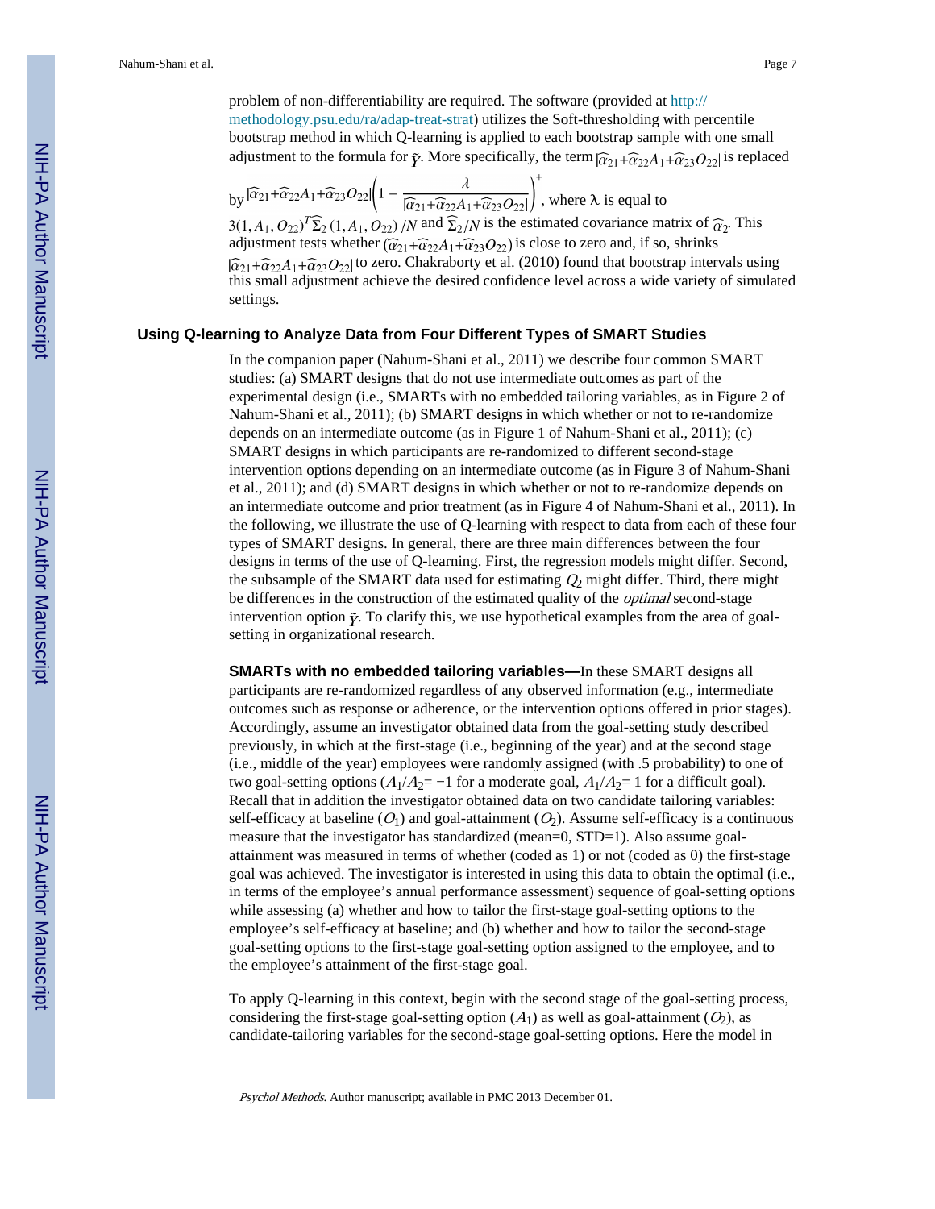problem of non-differentiability are required. The software (provided at http://methodology.psu.edu/ra/adap-treat-strat) utilizes the Soft-thresholding with percentile bootstrap method in which Q-learning is applied to each bootstrap sample with one small adjustment to the formula for $\tilde{Y}$. More specifically, the term $|\widehat{\alpha}_{21}+\widehat{\alpha}_{22}A_1+\widehat{\alpha}_{23}O_{22}|$ is replaced by $|\widehat{\alpha}_{21}+\widehat{\alpha}_{22}A_1+\widehat{\alpha}_{23}O_{22}|\left(1-\frac{\lambda}{|\widehat{\alpha}_{21}+\widehat{\alpha}_{22}A_1+\widehat{\alpha}_{23}O_{22}|}\right)^{+}$, where λ is equal to $3(1, A_1, O_{22})^T\widehat{\Sigma}_2(1, A_1, O_{22})/N$ and $\widehat{\Sigma}_2/N$ is the estimated covariance matrix of $\widehat{\alpha}_2$. This adjustment tests whether $(\widehat{\alpha}_{21}+\widehat{\alpha}_{22}A_1+\widehat{\alpha}_{23}O_{22})$ is close to zero and, if so, shrinks $|\widehat{\alpha}_{21}+\widehat{\alpha}_{22}A_1+\widehat{\alpha}_{23}O_{22}|$ to zero. Chakraborty et al. (2010) found that bootstrap intervals using this small adjustment achieve the desired confidence level across a wide variety of simulated settings.

## Using Q-learning to Analyze Data from Four Different Types of SMART Studies

In the companion paper (Nahum-Shani et al., 2011) we describe four common SMART studies: (a) SMART designs that do not use intermediate outcomes as part of the experimental design (i.e., SMARTs with no embedded tailoring variables, as in Figure 2 of Nahum-Shani et al., 2011); (b) SMART designs in which whether or not to re-randomize depends on an intermediate outcome (as in Figure 1 of Nahum-Shani et al., 2011); (c) SMART designs in which participants are re-randomized to different second-stage intervention options depending on an intermediate outcome (as in Figure 3 of Nahum-Shani et al., 2011); and (d) SMART designs in which whether or not to re-randomize depends on an intermediate outcome and prior treatment (as in Figure 4 of Nahum-Shani et al., 2011). In the following, we illustrate the use of Q-learning with respect to data from each of these four types of SMART designs. In general, there are three main differences between the four designs in terms of the use of Q-learning. First, the regression models might differ. Second, the subsample of the SMART data used for estimating $Q_2$ might differ. Third, there might be differences in the construction of the estimated quality of the *optimal* second-stage intervention option $\tilde{Y}$. To clarify this, we use hypothetical examples from the area of goal-setting in organizational research.

**SMARTs with no embedded tailoring variables—**In these SMART designs all participants are re-randomized regardless of any observed information (e.g., intermediate outcomes such as response or adherence, or the intervention options offered in prior stages). Accordingly, assume an investigator obtained data from the goal-setting study described previously, in which at the first-stage (i.e., beginning of the year) and at the second stage (i.e., middle of the year) employees were randomly assigned (with .5 probability) to one of two goal-setting options ($A_1/A_2= -1$ for a moderate goal, $A_1/A_2= 1$ for a difficult goal). Recall that in addition the investigator obtained data on two candidate tailoring variables: self-efficacy at baseline ($O_1$) and goal-attainment ($O_2$). Assume self-efficacy is a continuous measure that the investigator has standardized (mean=0, STD=1). Also assume goal-attainment was measured in terms of whether (coded as 1) or not (coded as 0) the first-stage goal was achieved. The investigator is interested in using this data to obtain the optimal (i.e., in terms of the employee's annual performance assessment) sequence of goal-setting options while assessing (a) whether and how to tailor the first-stage goal-setting options to the employee's self-efficacy at baseline; and (b) whether and how to tailor the second-stage goal-setting options to the first-stage goal-setting option assigned to the employee, and to the employee's attainment of the first-stage goal.

To apply Q-learning in this context, begin with the second stage of the goal-setting process, considering the first-stage goal-setting option ($A_1$) as well as goal-attainment ($O_2$), as candidate-tailoring variables for the second-stage goal-setting options. Here the model in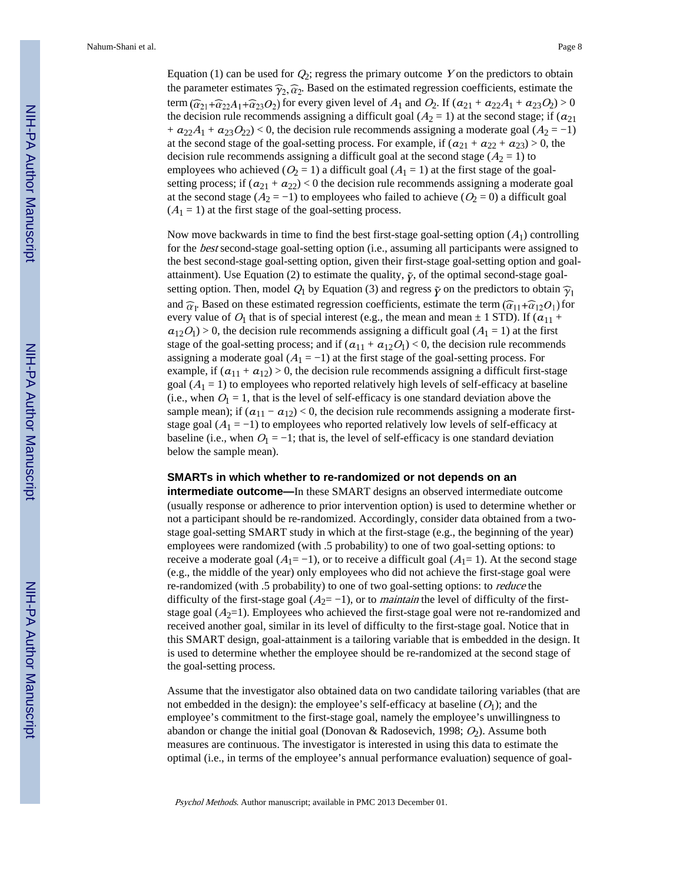Equation (1) can be used for $Q_2$; regress the primary outcome $Y$ on the predictors to obtain the parameter estimates $\widehat{\gamma}_2, \widehat{\alpha}_2$. Based on the estimated regression coefficients, estimate the term $(\widehat{\alpha}_{21}+\widehat{\alpha}_{22}A_1+\widehat{\alpha}_{23}O_2)$ for every given level of $A_1$ and $O_2$. If $(\alpha_{21} + \alpha_{22}A_1 + \alpha_{23}O_2) > 0$ the decision rule recommends assigning a difficult goal ($A_2 = 1$) at the second stage; if $(\alpha_{21} + \alpha_{22}A_1 + \alpha_{23}O_{22}) < 0$, the decision rule recommends assigning a moderate goal ($A_2 = -1$) at the second stage of the goal-setting process. For example, if $(\alpha_{21} + \alpha_{22} + \alpha_{23}) > 0$, the decision rule recommends assigning a difficult goal at the second stage ($A_2 = 1$) to employees who achieved ($O_2 = 1$) a difficult goal ($A_1 = 1$) at the first stage of the goal-setting process; if $(\alpha_{21} + \alpha_{22}) < 0$ the decision rule recommends assigning a moderate goal at the second stage ($A_2 = -1$) to employees who failed to achieve ($O_2 = 0$) a difficult goal ($A_1 = 1$) at the first stage of the goal-setting process.

Now move backwards in time to find the best first-stage goal-setting option ($A_1$) controlling for the *best* second-stage goal-setting option (i.e., assuming all participants were assigned to the best second-stage goal-setting option, given their first-stage goal-setting option and goal-attainment). Use Equation (2) to estimate the quality, $\tilde{Y}$, of the optimal second-stage goal-setting option. Then, model $Q_1$ by Equation (3) and regress $\tilde{Y}$ on the predictors to obtain $\widehat{\gamma}_1$ and $\widehat{\alpha}_1$. Based on these estimated regression coefficients, estimate the term $(\widehat{\alpha}_{11}+\widehat{\alpha}_{12}O_1)$ for every value of $O_1$ that is of special interest (e.g., the mean and mean ± 1 STD). If $(\alpha_{11} + \alpha_{12}O_1) > 0$, the decision rule recommends assigning a difficult goal ($A_1 = 1$) at the first stage of the goal-setting process; and if $(\alpha_{11} + \alpha_{12}O_1) < 0$, the decision rule recommends assigning a moderate goal ($A_1 = -1$) at the first stage of the goal-setting process. For example, if $(\alpha_{11} + \alpha_{12}) > 0$, the decision rule recommends assigning a difficult first-stage goal ($A_1 = 1$) to employees who reported relatively high levels of self-efficacy at baseline (i.e., when $O_1 = 1$, that is the level of self-efficacy is one standard deviation above the sample mean); if $(\alpha_{11} - \alpha_{12}) < 0$, the decision rule recommends assigning a moderate first-stage goal ($A_1 = -1$) to employees who reported relatively low levels of self-efficacy at baseline (i.e., when $O_1 = -1$; that is, the level of self-efficacy is one standard deviation below the sample mean).

**SMARTs in which whether to re-randomized or not depends on an intermediate outcome—**In these SMART designs an observed intermediate outcome (usually response or adherence to prior intervention option) is used to determine whether or not a participant should be re-randomized. Accordingly, consider data obtained from a two-stage goal-setting SMART study in which at the first-stage (e.g., the beginning of the year) employees were randomized (with .5 probability) to one of two goal-setting options: to receive a moderate goal ($A_1 = -1$), or to receive a difficult goal ($A_1 = 1$). At the second stage (e.g., the middle of the year) only employees who did not achieve the first-stage goal were re-randomized (with .5 probability) to one of two goal-setting options: to *reduce* the difficulty of the first-stage goal ($A_2 = -1$), or to *maintain* the level of difficulty of the first-stage goal ($A_2 = 1$). Employees who achieved the first-stage goal were not re-randomized and received another goal, similar in its level of difficulty to the first-stage goal. Notice that in this SMART design, goal-attainment is a tailoring variable that is embedded in the design. It is used to determine whether the employee should be re-randomized at the second stage of the goal-setting process.

Assume that the investigator also obtained data on two candidate tailoring variables (that are not embedded in the design): the employee's self-efficacy at baseline ($O_1$); and the employee's commitment to the first-stage goal, namely the employee's unwillingness to abandon or change the initial goal (Donovan & Radosevich, 1998; $O_2$). Assume both measures are continuous. The investigator is interested in using this data to estimate the optimal (i.e., in terms of the employee's annual performance evaluation) sequence of goal-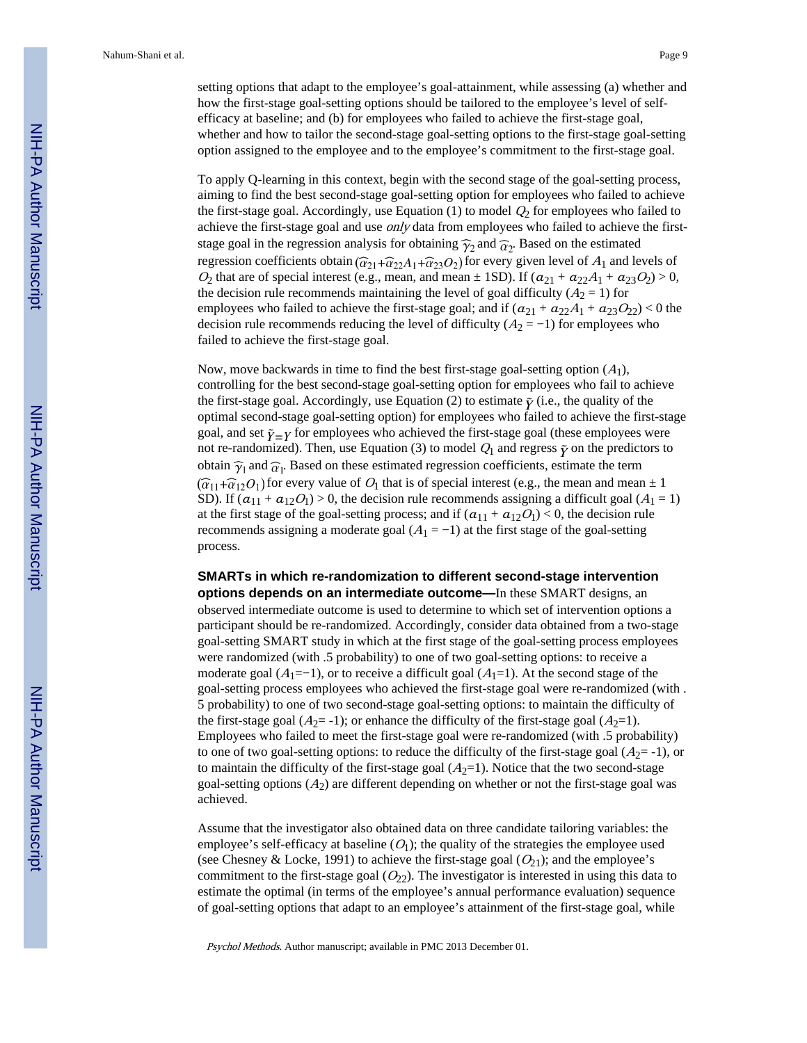setting options that adapt to the employee's goal-attainment, while assessing (a) whether and how the first-stage goal-setting options should be tailored to the employee's level of self-efficacy at baseline; and (b) for employees who failed to achieve the first-stage goal, whether and how to tailor the second-stage goal-setting options to the first-stage goal-setting option assigned to the employee and to the employee's commitment to the first-stage goal.

To apply Q-learning in this context, begin with the second stage of the goal-setting process, aiming to find the best second-stage goal-setting option for employees who failed to achieve the first-stage goal. Accordingly, use Equation (1) to model $Q_2$ for employees who failed to achieve the first-stage goal and use *only* data from employees who failed to achieve the first-stage goal in the regression analysis for obtaining $\hat{\gamma}_2$ and $\hat{\alpha}_2$. Based on the estimated regression coefficients obtain $(\hat{\alpha}_{21}+\hat{\alpha}_{22}A_1+\hat{\alpha}_{23}O_2)$ for every given level of $A_1$ and levels of $O_2$ that are of special interest (e.g., mean, and mean ± 1SD). If $(\alpha_{21} + \alpha_{22}A_1 + \alpha_{23}O_2) > 0$, the decision rule recommends maintaining the level of goal difficulty ($A_2 = 1$) for employees who failed to achieve the first-stage goal; and if $(\alpha_{21} + \alpha_{22}A_1 + \alpha_{23}O_{22}) < 0$ the decision rule recommends reducing the level of difficulty ($A_2 = -1$) for employees who failed to achieve the first-stage goal.

Now, move backwards in time to find the best first-stage goal-setting option ($A_1$), controlling for the best second-stage goal-setting option for employees who fail to achieve the first-stage goal. Accordingly, use Equation (2) to estimate $\tilde{Y}$ (i.e., the quality of the optimal second-stage goal-setting option) for employees who failed to achieve the first-stage goal, and set $\tilde{Y}=Y$ for employees who achieved the first-stage goal (these employees were not re-randomized). Then, use Equation (3) to model $Q_1$ and regress $\tilde{Y}$ on the predictors to obtain $\hat{\gamma}_1$ and $\hat{\alpha}_1$. Based on these estimated regression coefficients, estimate the term $(\hat{\alpha}_{11}+\hat{\alpha}_{12}O_1)$ for every value of $O_1$ that is of special interest (e.g., the mean and mean ± 1 SD). If $(\alpha_{11} + \alpha_{12}O_1) > 0$, the decision rule recommends assigning a difficult goal ($A_1 = 1$) at the first stage of the goal-setting process; and if $(\alpha_{11} + \alpha_{12}O_1) < 0$, the decision rule recommends assigning a moderate goal ($A_1 = -1$) at the first stage of the goal-setting process.

**SMARTs in which re-randomization to different second-stage intervention options depends on an intermediate outcome—**In these SMART designs, an observed intermediate outcome is used to determine to which set of intervention options a participant should be re-randomized. Accordingly, consider data obtained from a two-stage goal-setting SMART study in which at the first stage of the goal-setting process employees were randomized (with .5 probability) to one of two goal-setting options: to receive a moderate goal ($A_1$=−1), or to receive a difficult goal ($A_1$=1). At the second stage of the goal-setting process employees who achieved the first-stage goal were re-randomized (with .5 probability) to one of two second-stage goal-setting options: to maintain the difficulty of the first-stage goal ($A_2$= -1); or enhance the difficulty of the first-stage goal ($A_2$=1). Employees who failed to meet the first-stage goal were re-randomized (with .5 probability) to one of two goal-setting options: to reduce the difficulty of the first-stage goal ($A_2$= -1), or to maintain the difficulty of the first-stage goal ($A_2$=1). Notice that the two second-stage goal-setting options ($A_2$) are different depending on whether or not the first-stage goal was achieved.

Assume that the investigator also obtained data on three candidate tailoring variables: the employee's self-efficacy at baseline ($O_1$); the quality of the strategies the employee used (see Chesney & Locke, 1991) to achieve the first-stage goal ($O_{21}$); and the employee's commitment to the first-stage goal ($O_{22}$). The investigator is interested in using this data to estimate the optimal (in terms of the employee's annual performance evaluation) sequence of goal-setting options that adapt to an employee's attainment of the first-stage goal, while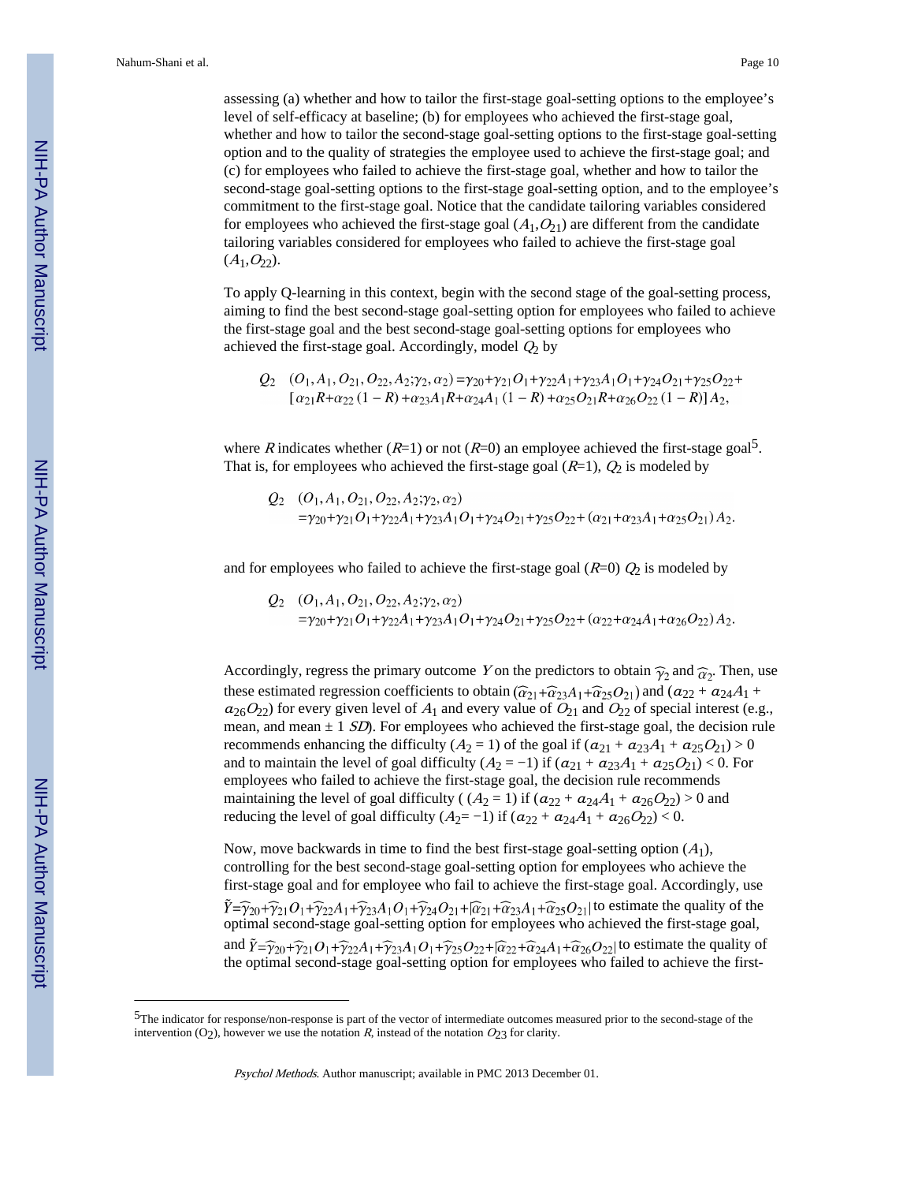assessing (a) whether and how to tailor the first-stage goal-setting options to the employee's level of self-efficacy at baseline; (b) for employees who achieved the first-stage goal, whether and how to tailor the second-stage goal-setting options to the first-stage goal-setting option and to the quality of strategies the employee used to achieve the first-stage goal; and (c) for employees who failed to achieve the first-stage goal, whether and how to tailor the second-stage goal-setting options to the first-stage goal-setting option, and to the employee's commitment to the first-stage goal. Notice that the candidate tailoring variables considered for employees who achieved the first-stage goal ($A_1$,$O_{21}$) are different from the candidate tailoring variables considered for employees who failed to achieve the first-stage goal ($A_1$,$O_{22}$).

To apply Q-learning in this context, begin with the second stage of the goal-setting process, aiming to find the best second-stage goal-setting option for employees who failed to achieve the first-stage goal and the best second-stage goal-setting options for employees who achieved the first-stage goal. Accordingly, model $Q_2$ by

$$Q_2 \quad (O_1,A_1,O_{21},O_{22},A_2;\gamma_2,\alpha_2)=\gamma_{20}+\gamma_{21}O_1+\gamma_{22}A_1+\gamma_{23}A_1O_1+\gamma_{24}O_{21}+\gamma_{25}O_{22}+ [\alpha_{21}R+\alpha_{22}(1-R)+\alpha_{23}A_1R+\alpha_{24}A_1(1-R)+\alpha_{25}O_{21}R+\alpha_{26}O_{22}(1-R)]A_2,$$

where $R$ indicates whether ($R$=1) or not ($R$=0) an employee achieved the first-stage goal[5]. That is, for employees who achieved the first-stage goal ($R$=1), $Q_2$ is modeled by

$$Q_2 \quad (O_1,A_1,O_{21},O_{22},A_2;\gamma_2,\alpha_2) =\gamma_{20}+\gamma_{21}O_1+\gamma_{22}A_1+\gamma_{23}A_1O_1+\gamma_{24}O_{21}+\gamma_{25}O_{22}+(\alpha_{21}+\alpha_{23}A_1+\alpha_{25}O_{21})A_2.$$

and for employees who failed to achieve the first-stage goal ($R$=0) $Q_2$ is modeled by

$$Q_2 \quad (O_1,A_1,O_{21},O_{22},A_2;\gamma_2,\alpha_2) =\gamma_{20}+\gamma_{21}O_1+\gamma_{22}A_1+\gamma_{23}A_1O_1+\gamma_{24}O_{21}+\gamma_{25}O_{22}+(\alpha_{22}+\alpha_{24}A_1+\alpha_{26}O_{22})A_2.$$

Accordingly, regress the primary outcome $Y$ on the predictors to obtain $\widehat{\gamma}_2$ and $\widehat{\alpha}_2$. Then, use these estimated regression coefficients to obtain $(\widehat{\alpha}_{21}+\widehat{\alpha}_{23}A_1+\widehat{\alpha}_{25}O_{21})$ and $(\alpha_{22}+\alpha_{24}A_1+\alpha_{26}O_{22})$ for every given level of $A_1$ and every value of $O_{21}$ and $O_{22}$ of special interest (e.g., mean, and mean ± 1 *SD*). For employees who achieved the first-stage goal, the decision rule recommends enhancing the difficulty ($A_2$ = 1) of the goal if $(\alpha_{21}+\alpha_{23}A_1+\alpha_{25}O_{21}) > 0$ and to maintain the level of goal difficulty ($A_2$ = −1) if $(\alpha_{21}+\alpha_{23}A_1+\alpha_{25}O_{21}) < 0$. For employees who failed to achieve the first-stage goal, the decision rule recommends maintaining the level of goal difficulty ( ($A_2$ = 1) if $(\alpha_{22}+\alpha_{24}A_1+\alpha_{26}O_{22}) > 0$ and reducing the level of goal difficulty ($A_2$= −1) if $(\alpha_{22}+\alpha_{24}A_1+\alpha_{26}O_{22}) < 0$.

Now, move backwards in time to find the best first-stage goal-setting option ($A_1$), controlling for the best second-stage goal-setting option for employees who achieve the first-stage goal and for employee who fail to achieve the first-stage goal. Accordingly, use $\tilde{Y}=\widehat{\gamma}_{20}+\widehat{\gamma}_{21}O_1+\widehat{\gamma}_{22}A_1+\widehat{\gamma}_{23}A_1O_1+\widehat{\gamma}_{24}O_{21}+|\widehat{\alpha}_{21}+\widehat{\alpha}_{23}A_1+\widehat{\alpha}_{25}O_{21}|$ to estimate the quality of the optimal second-stage goal-setting option for employees who achieved the first-stage goal, and $\tilde{Y}=\widehat{\gamma}_{20}+\widehat{\gamma}_{21}O_1+\widehat{\gamma}_{22}A_1+\widehat{\gamma}_{23}A_1O_1+\widehat{\gamma}_{25}O_{22}+|\widehat{\alpha}_{22}+\widehat{\alpha}_{24}A_1+\widehat{\alpha}_{26}O_{22}|$ to estimate the quality of the optimal second-stage goal-setting option for employees who failed to achieve the first-

---

[5]The indicator for response/non-response is part of the vector of intermediate outcomes measured prior to the second-stage of the intervention ($O_2$), however we use the notation $R$, instead of the notation $O_{23}$ for clarity.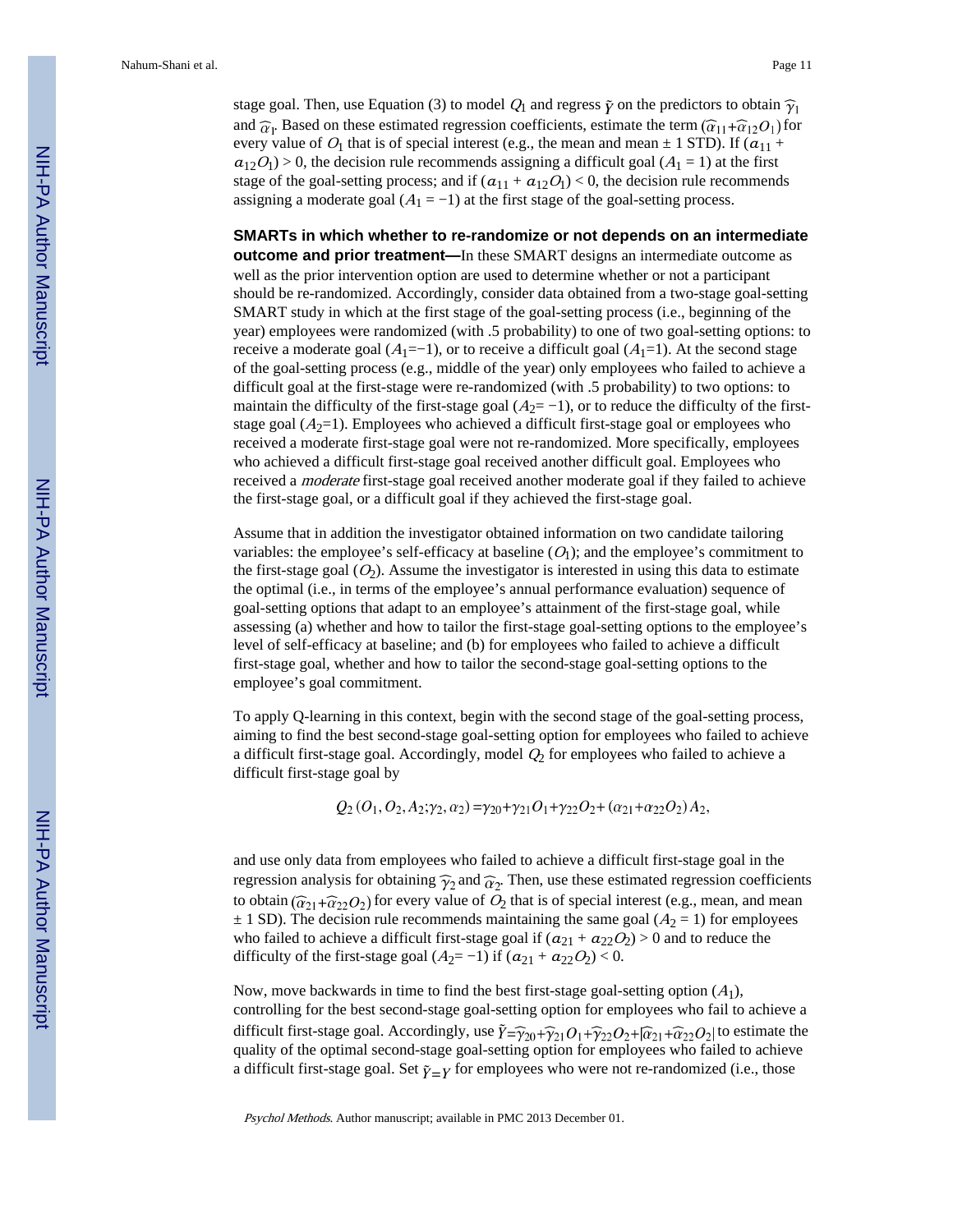stage goal. Then, use Equation (3) to model $Q_1$ and regress $\tilde{Y}$ on the predictors to obtain $\hat{\gamma}_1$ and $\hat{\alpha}_1$. Based on these estimated regression coefficients, estimate the term $(\hat{\alpha}_{11}+\hat{\alpha}_{12}O_1)$ for every value of $O_1$ that is of special interest (e.g., the mean and mean ± 1 STD). If $(\alpha_{11} + \alpha_{12}O_1) > 0$, the decision rule recommends assigning a difficult goal ($A_1 = 1$) at the first stage of the goal-setting process; and if $(\alpha_{11} + \alpha_{12}O_1) < 0$, the decision rule recommends assigning a moderate goal ($A_1 = -1$) at the first stage of the goal-setting process.

**SMARTs in which whether to re-randomize or not depends on an intermediate outcome and prior treatment—**In these SMART designs an intermediate outcome as well as the prior intervention option are used to determine whether or not a participant should be re-randomized. Accordingly, consider data obtained from a two-stage goal-setting SMART study in which at the first stage of the goal-setting process (i.e., beginning of the year) employees were randomized (with .5 probability) to one of two goal-setting options: to receive a moderate goal ($A_1=-1$), or to receive a difficult goal ($A_1=1$). At the second stage of the goal-setting process (e.g., middle of the year) only employees who failed to achieve a difficult goal at the first-stage were re-randomized (with .5 probability) to two options: to maintain the difficulty of the first-stage goal ($A_2= -1$), or to reduce the difficulty of the first-stage goal ($A_2=1$). Employees who achieved a difficult first-stage goal or employees who received a moderate first-stage goal were not re-randomized. More specifically, employees who achieved a difficult first-stage goal received another difficult goal. Employees who received a *moderate* first-stage goal received another moderate goal if they failed to achieve the first-stage goal, or a difficult goal if they achieved the first-stage goal.

Assume that in addition the investigator obtained information on two candidate tailoring variables: the employee's self-efficacy at baseline ($O_1$); and the employee's commitment to the first-stage goal ($O_2$). Assume the investigator is interested in using this data to estimate the optimal (i.e., in terms of the employee's annual performance evaluation) sequence of goal-setting options that adapt to an employee's attainment of the first-stage goal, while assessing (a) whether and how to tailor the first-stage goal-setting options to the employee's level of self-efficacy at baseline; and (b) for employees who failed to achieve a difficult first-stage goal, whether and how to tailor the second-stage goal-setting options to the employee's goal commitment.

To apply Q-learning in this context, begin with the second stage of the goal-setting process, aiming to find the best second-stage goal-setting option for employees who failed to achieve a difficult first-stage goal. Accordingly, model $Q_2$ for employees who failed to achieve a difficult first-stage goal by

$$Q_2(O_1, O_2, A_2; \gamma_2, \alpha_2) = \gamma_{20} + \gamma_{21}O_1 + \gamma_{22}O_2 + (\alpha_{21} + \alpha_{22}O_2)A_2,$$

and use only data from employees who failed to achieve a difficult first-stage goal in the regression analysis for obtaining $\hat{\gamma}_2$ and $\hat{\alpha}_2$. Then, use these estimated regression coefficients to obtain $(\hat{\alpha}_{21}+\hat{\alpha}_{22}O_2)$ for every value of $O_2$ that is of special interest (e.g., mean, and mean ± 1 SD). The decision rule recommends maintaining the same goal ($A_2 = 1$) for employees who failed to achieve a difficult first-stage goal if $(\alpha_{21} + \alpha_{22}O_2) > 0$ and to reduce the difficulty of the first-stage goal ($A_2= -1$) if $(\alpha_{21} + \alpha_{22}O_2) < 0$.

Now, move backwards in time to find the best first-stage goal-setting option ($A_1$), controlling for the best second-stage goal-setting option for employees who fail to achieve a difficult first-stage goal. Accordingly, use $\tilde{Y}=\hat{\gamma}_{20}+\hat{\gamma}_{21}O_1+\hat{\gamma}_{22}O_2+|\hat{\alpha}_{21}+\hat{\alpha}_{22}O_2|$ to estimate the quality of the optimal second-stage goal-setting option for employees who failed to achieve a difficult first-stage goal. Set $\tilde{Y}=Y$ for employees who were not re-randomized (i.e., those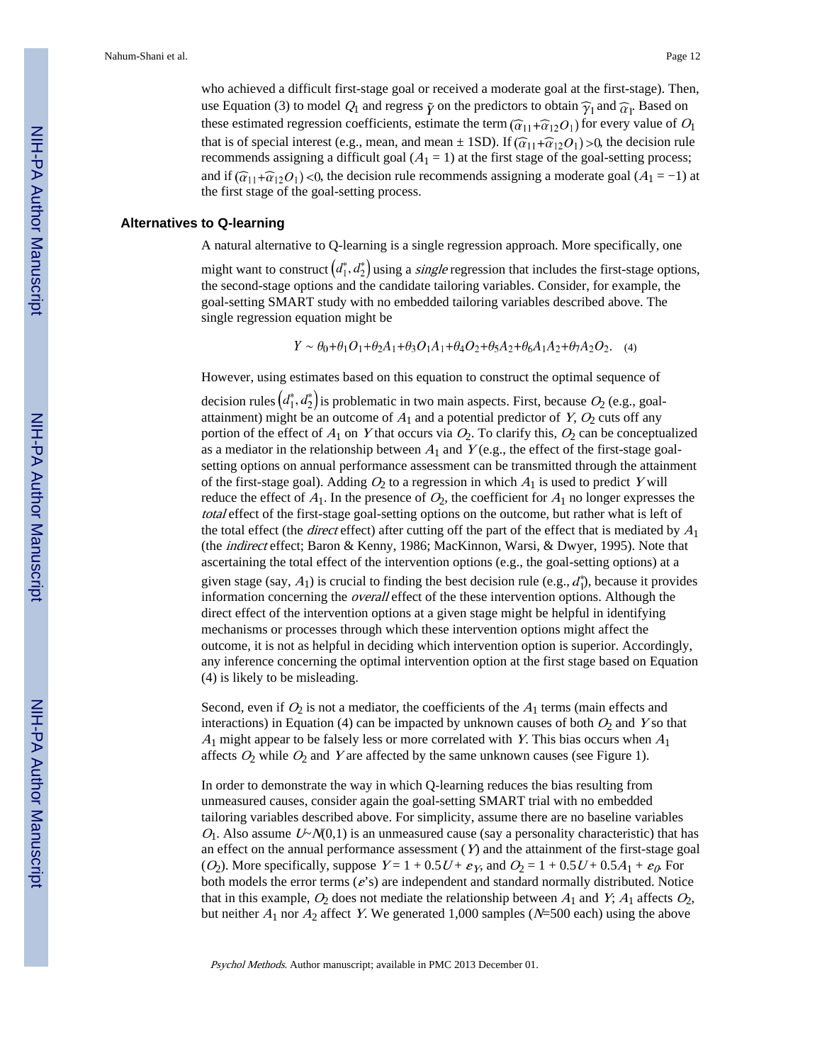who achieved a difficult first-stage goal or received a moderate goal at the first-stage). Then, use Equation (3) to model $Q_1$ and regress $\tilde{Y}$ on the predictors to obtain $\hat{\gamma}_1$ and $\hat{\alpha}_1$. Based on these estimated regression coefficients, estimate the term $(\hat{\alpha}_{11}+\hat{\alpha}_{12}O_1)$ for every value of $O_1$ that is of special interest (e.g., mean, and mean ± 1SD). If $(\hat{\alpha}_{11}+\hat{\alpha}_{12}O_1)>0$, the decision rule recommends assigning a difficult goal ($A_1 = 1$) at the first stage of the goal-setting process; and if $(\hat{\alpha}_{11}+\hat{\alpha}_{12}O_1)<0$, the decision rule recommends assigning a moderate goal ($A_1 = -1$) at the first stage of the goal-setting process.

### Alternatives to Q-learning

A natural alternative to Q-learning is a single regression approach. More specifically, one might want to construct $\left(d_1^*, d_2^*\right)$ using a *single* regression that includes the first-stage options, the second-stage options and the candidate tailoring variables. Consider, for example, the goal-setting SMART study with no embedded tailoring variables described above. The single regression equation might be

$$Y \sim \theta_0+\theta_1O_1+\theta_2A_1+\theta_3O_1A_1+\theta_4O_2+\theta_5A_2+\theta_6A_1A_2+\theta_7A_2O_2. \quad (4)$$

However, using estimates based on this equation to construct the optimal sequence of decision rules $\left(d_1^*, d_2^*\right)$ is problematic in two main aspects. First, because $O_2$ (e.g., goal-attainment) might be an outcome of $A_1$ and a potential predictor of $Y$, $O_2$ cuts off any portion of the effect of $A_1$ on $Y$ that occurs via $O_2$. To clarify this, $O_2$ can be conceptualized as a mediator in the relationship between $A_1$ and $Y$ (e.g., the effect of the first-stage goal-setting options on annual performance assessment can be transmitted through the attainment of the first-stage goal). Adding $O_2$ to a regression in which $A_1$ is used to predict $Y$ will reduce the effect of $A_1$. In the presence of $O_2$, the coefficient for $A_1$ no longer expresses the *total* effect of the first-stage goal-setting options on the outcome, but rather what is left of the total effect (the *direct* effect) after cutting off the part of the effect that is mediated by $A_1$ (the *indirect* effect; Baron & Kenny, 1986; MacKinnon, Warsi, & Dwyer, 1995). Note that ascertaining the total effect of the intervention options (e.g., the goal-setting options) at a given stage (say, $A_1$) is crucial to finding the best decision rule (e.g., $d_1^*$), because it provides information concerning the *overall* effect of the these intervention options. Although the direct effect of the intervention options at a given stage might be helpful in identifying mechanisms or processes through which these intervention options might affect the outcome, it is not as helpful in deciding which intervention option is superior. Accordingly, any inference concerning the optimal intervention option at the first stage based on Equation (4) is likely to be misleading.

Second, even if $O_2$ is not a mediator, the coefficients of the $A_1$ terms (main effects and interactions) in Equation (4) can be impacted by unknown causes of both $O_2$ and $Y$ so that $A_1$ might appear to be falsely less or more correlated with $Y$. This bias occurs when $A_1$ affects $O_2$ while $O_2$ and $Y$ are affected by the same unknown causes (see Figure 1).

In order to demonstrate the way in which Q-learning reduces the bias resulting from unmeasured causes, consider again the goal-setting SMART trial with no embedded tailoring variables described above. For simplicity, assume there are no baseline variables $O_1$. Also assume $U \sim N(0,1)$ is an unmeasured cause (say a personality characteristic) that has an effect on the annual performance assessment ($Y$) and the attainment of the first-stage goal ($O_2$). More specifically, suppose $Y = 1 + 0.5U + \varepsilon_Y$, and $O_2 = 1 + 0.5U + 0.5A_1 + \varepsilon_O$. For both models the error terms ($\varepsilon$'s) are independent and standard normally distributed. Notice that in this example, $O_2$ does not mediate the relationship between $A_1$ and $Y$; $A_1$ affects $O_2$, but neither $A_1$ nor $A_2$ affect $Y$. We generated 1,000 samples ($N$=500 each) using the above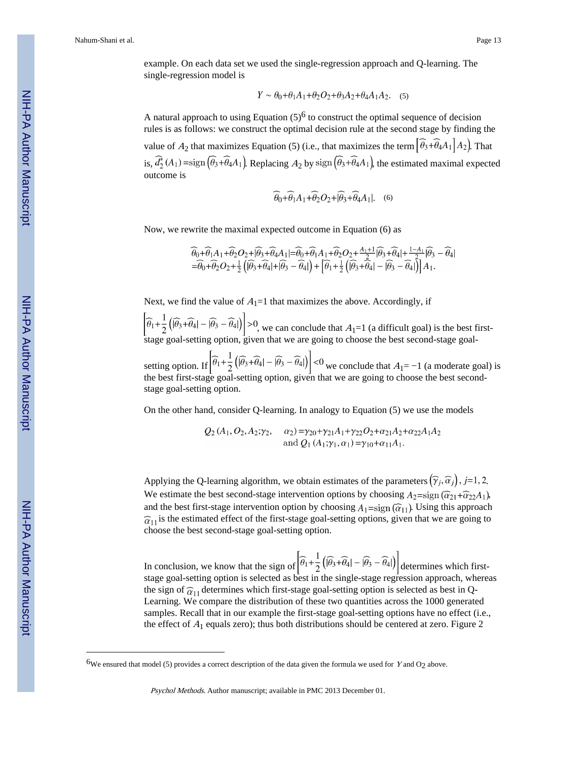example. On each data set we used the single-regression approach and Q-learning. The single-regression model is

$$Y \sim \theta_0+\theta_1 A_1+\theta_2 O_2+\theta_3 A_2+\theta_4 A_1 A_2. \quad (5)$$

A natural approach to using Equation (5)[6] to construct the optimal sequence of decision rules is as follows: we construct the optimal decision rule at the second stage by finding the value of $A_2$ that maximizes Equation (5) (i.e., that maximizes the term $\left[\widehat{\theta}_3+\widehat{\theta}_4 A_1\right] A_2$). That is, $\widehat{d}_2^*(A_1)=\text{sign}\left(\widehat{\theta}_3+\widehat{\theta}_4 A_1\right)$. Replacing $A_2$ by $\text{sign}\left(\widehat{\theta}_3+\widehat{\theta}_4 A_1\right)$, the estimated maximal expected outcome is

$$\widehat{\theta}_0+\widehat{\theta}_1 A_1+\widehat{\theta}_2 O_2+|\widehat{\theta}_3+\widehat{\theta}_4 A_1|. \quad (6)$$

Now, we rewrite the maximal expected outcome in Equation (6) as

$$\begin{aligned}\widehat{\theta}_0+\widehat{\theta}_1 A_1+\widehat{\theta}_2 O_2+|\widehat{\theta}_3+\widehat{\theta}_4 A_1| &= \widehat{\theta}_0+\widehat{\theta}_1 A_1+\widehat{\theta}_2 O_2+\tfrac{A_1+1}{2}|\widehat{\theta}_3+\widehat{\theta}_4|+\tfrac{1-A_1}{2}|\widehat{\theta}_3-\widehat{\theta}_4| \\ &= \widehat{\theta}_0+\widehat{\theta}_2 O_2+\tfrac{1}{2}\left(|\widehat{\theta}_3+\widehat{\theta}_4|+|\widehat{\theta}_3-\widehat{\theta}_4|\right)+\left[\widehat{\theta}_1+\tfrac{1}{2}\left(|\widehat{\theta}_3+\widehat{\theta}_4|-|\widehat{\theta}_3-\widehat{\theta}_4|\right)\right]A_1.\end{aligned}$$

Next, we find the value of $A_1$=1 that maximizes the above. Accordingly, if $\left[\widehat{\theta}_1+\frac{1}{2}\left(|\widehat{\theta}_3+\widehat{\theta}_4|-|\widehat{\theta}_3-\widehat{\theta}_4|\right)\right]>0$, we can conclude that $A_1$=1 (a difficult goal) is the best first-stage goal-setting option, given that we are going to choose the best second-stage goal-setting option. If $\left[\widehat{\theta}_1+\frac{1}{2}\left(|\widehat{\theta}_3+\widehat{\theta}_4|-|\widehat{\theta}_3-\widehat{\theta}_4|\right)\right]<0$ we conclude that $A_1= -1$ (a moderate goal) is the best first-stage goal-setting option, given that we are going to choose the best second-stage goal-setting option.

On the other hand, consider Q-learning. In analogy to Equation (5) we use the models

$$\begin{aligned}Q_2(A_1,O_2,A_2;\gamma_2,\quad \alpha_2) &= \gamma_{20}+\gamma_{21}A_1+\gamma_{22}O_2+\alpha_{21}A_2+\alpha_{22}A_1A_2 \\ \text{and } Q_1(A_1;\gamma_1,\alpha_1) &= \gamma_{10}+\alpha_{11}A_1.\end{aligned}$$

Applying the Q-learning algorithm, we obtain estimates of the parameters $\left(\widehat{\gamma}_j,\widehat{\alpha}_j\right)$, $j$=1, 2. We estimate the best second-stage intervention options by choosing $A_2=\text{sign}\left(\widehat{\alpha}_{21}+\widehat{\alpha}_{22}A_1\right)$, and the best first-stage intervention option by choosing $A_1=\text{sign}\left(\widehat{\alpha}_{11}\right)$. Using this approach $\widehat{\alpha}_{11}$ is the estimated effect of the first-stage goal-setting options, given that we are going to choose the best second-stage goal-setting option.

In conclusion, we know that the sign of $\left[\widehat{\theta}_1+\frac{1}{2}\left(|\widehat{\theta}_3+\widehat{\theta}_4|-|\widehat{\theta}_3-\widehat{\theta}_4|\right)\right]$ determines which first-stage goal-setting option is selected as best in the single-stage regression approach, whereas the sign of $\widehat{\alpha}_{11}$ determines which first-stage goal-setting option is selected as best in Q-Learning. We compare the distribution of these two quantities across the 1000 generated samples. Recall that in our example the first-stage goal-setting options have no effect (i.e., the effect of $A_1$ equals zero); thus both distributions should be centered at zero. Figure 2

---

[6] We ensured that model (5) provides a correct description of the data given the formula we used for $Y$ and $O_2$ above.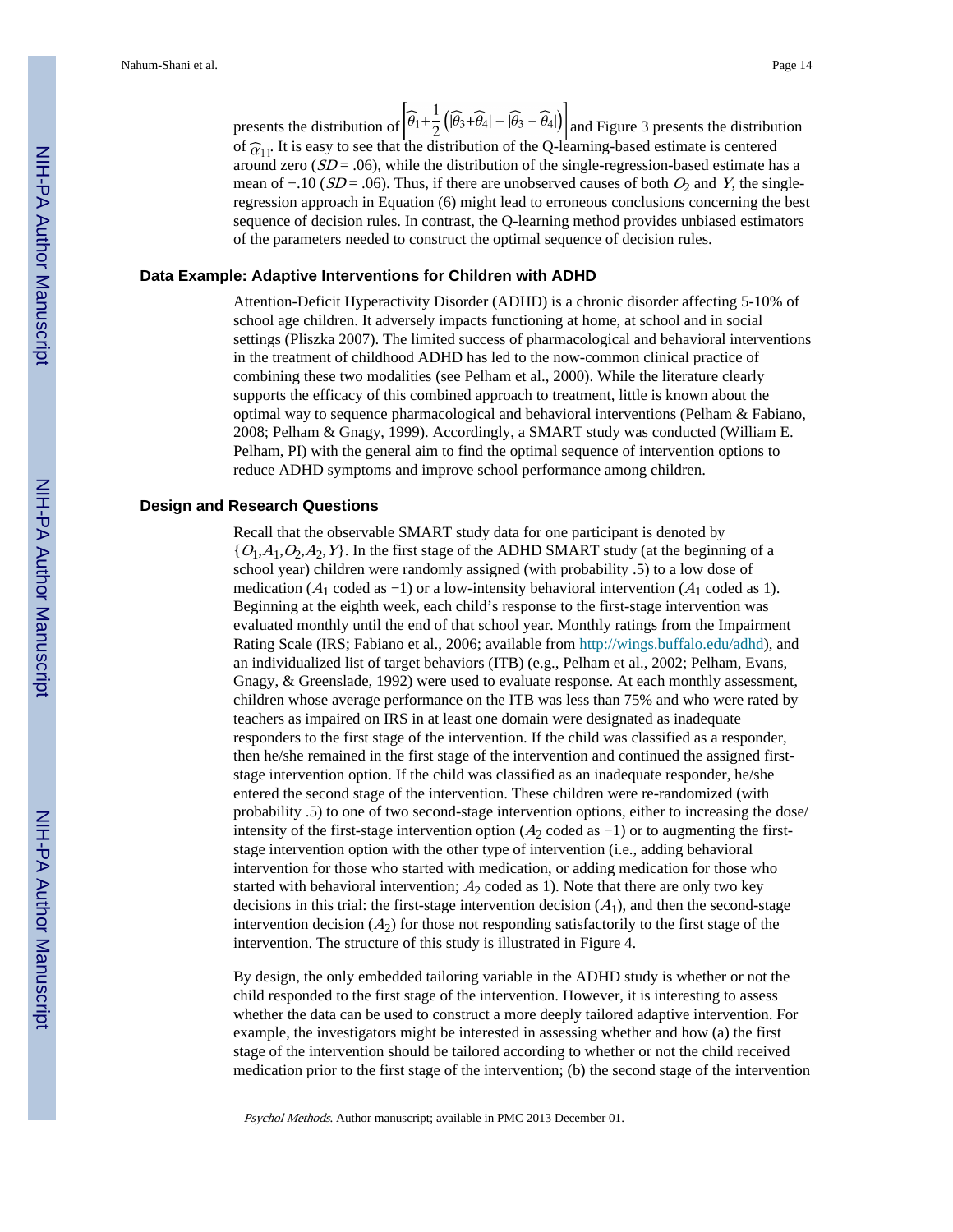presents the distribution of $\left[\widehat{\theta}_1 + \frac{1}{2}\left(|\widehat{\theta}_3 + \widehat{\theta}_4| - |\widehat{\theta}_3 - \widehat{\theta}_4|\right)\right]$ and Figure 3 presents the distribution of $\widehat{\alpha}_{11}$. It is easy to see that the distribution of the Q-learning-based estimate is centered around zero ($SD = .06$), while the distribution of the single-regression-based estimate has a mean of −.10 ($SD = .06$). Thus, if there are unobserved causes of both $O_2$ and $Y$, the single-regression approach in Equation (6) might lead to erroneous conclusions concerning the best sequence of decision rules. In contrast, the Q-learning method provides unbiased estimators of the parameters needed to construct the optimal sequence of decision rules.

## Data Example: Adaptive Interventions for Children with ADHD

Attention-Deficit Hyperactivity Disorder (ADHD) is a chronic disorder affecting 5-10% of school age children. It adversely impacts functioning at home, at school and in social settings (Pliszka 2007). The limited success of pharmacological and behavioral interventions in the treatment of childhood ADHD has led to the now-common clinical practice of combining these two modalities (see Pelham et al., 2000). While the literature clearly supports the efficacy of this combined approach to treatment, little is known about the optimal way to sequence pharmacological and behavioral interventions (Pelham & Fabiano, 2008; Pelham & Gnagy, 1999). Accordingly, a SMART study was conducted (William E. Pelham, PI) with the general aim to find the optimal sequence of intervention options to reduce ADHD symptoms and improve school performance among children.

## Design and Research Questions

Recall that the observable SMART study data for one participant is denoted by $\{O_1, A_1, O_2, A_2, Y\}$. In the first stage of the ADHD SMART study (at the beginning of a school year) children were randomly assigned (with probability .5) to a low dose of medication ($A_1$ coded as −1) or a low-intensity behavioral intervention ($A_1$ coded as 1). Beginning at the eighth week, each child's response to the first-stage intervention was evaluated monthly until the end of that school year. Monthly ratings from the Impairment Rating Scale (IRS; Fabiano et al., 2006; available from http://wings.buffalo.edu/adhd), and an individualized list of target behaviors (ITB) (e.g., Pelham et al., 2002; Pelham, Evans, Gnagy, & Greenslade, 1992) were used to evaluate response. At each monthly assessment, children whose average performance on the ITB was less than 75% and who were rated by teachers as impaired on IRS in at least one domain were designated as inadequate responders to the first stage of the intervention. If the child was classified as a responder, then he/she remained in the first stage of the intervention and continued the assigned first-stage intervention option. If the child was classified as an inadequate responder, he/she entered the second stage of the intervention. These children were re-randomized (with probability .5) to one of two second-stage intervention options, either to increasing the dose/intensity of the first-stage intervention option ($A_2$ coded as −1) or to augmenting the first-stage intervention option with the other type of intervention (i.e., adding behavioral intervention for those who started with medication, or adding medication for those who started with behavioral intervention; $A_2$ coded as 1). Note that there are only two key decisions in this trial: the first-stage intervention decision ($A_1$), and then the second-stage intervention decision ($A_2$) for those not responding satisfactorily to the first stage of the intervention. The structure of this study is illustrated in Figure 4.

By design, the only embedded tailoring variable in the ADHD study is whether or not the child responded to the first stage of the intervention. However, it is interesting to assess whether the data can be used to construct a more deeply tailored adaptive intervention. For example, the investigators might be interested in assessing whether and how (a) the first stage of the intervention should be tailored according to whether or not the child received medication prior to the first stage of the intervention; (b) the second stage of the intervention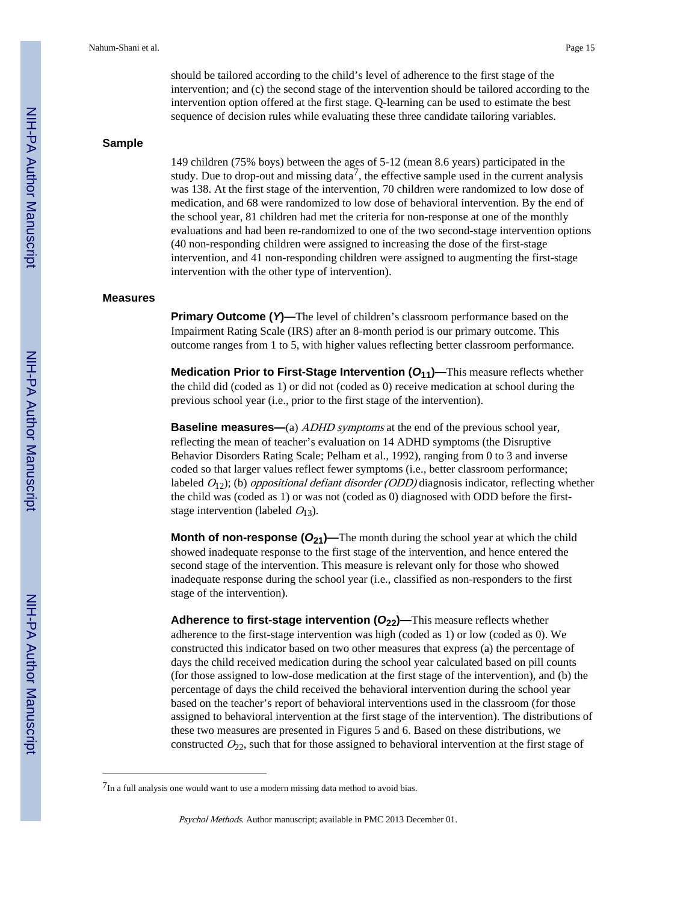should be tailored according to the child's level of adherence to the first stage of the intervention; and (c) the second stage of the intervention should be tailored according to the intervention option offered at the first stage. Q-learning can be used to estimate the best sequence of decision rules while evaluating these three candidate tailoring variables.

### Sample

149 children (75% boys) between the ages of 5-12 (mean 8.6 years) participated in the study. Due to drop-out and missing data[7], the effective sample used in the current analysis was 138. At the first stage of the intervention, 70 children were randomized to low dose of medication, and 68 were randomized to low dose of behavioral intervention. By the end of the school year, 81 children had met the criteria for non-response at one of the monthly evaluations and had been re-randomized to one of the two second-stage intervention options (40 non-responding children were assigned to increasing the dose of the first-stage intervention, and 41 non-responding children were assigned to augmenting the first-stage intervention with the other type of intervention).

### Measures

**Primary Outcome (*Y*)—**The level of children's classroom performance based on the Impairment Rating Scale (IRS) after an 8-month period is our primary outcome. This outcome ranges from 1 to 5, with higher values reflecting better classroom performance.

**Medication Prior to First-Stage Intervention ($O_{11}$)—**This measure reflects whether the child did (coded as 1) or did not (coded as 0) receive medication at school during the previous school year (i.e., prior to the first stage of the intervention).

**Baseline measures—**(a) *ADHD symptoms* at the end of the previous school year, reflecting the mean of teacher's evaluation on 14 ADHD symptoms (the Disruptive Behavior Disorders Rating Scale; Pelham et al., 1992), ranging from 0 to 3 and inverse coded so that larger values reflect fewer symptoms (i.e., better classroom performance; labeled $O_{12}$); (b) *oppositional defiant disorder (ODD)* diagnosis indicator, reflecting whether the child was (coded as 1) or was not (coded as 0) diagnosed with ODD before the first-stage intervention (labeled $O_{13}$).

**Month of non-response ($O_{21}$)—**The month during the school year at which the child showed inadequate response to the first stage of the intervention, and hence entered the second stage of the intervention. This measure is relevant only for those who showed inadequate response during the school year (i.e., classified as non-responders to the first stage of the intervention).

**Adherence to first-stage intervention ($O_{22}$)—**This measure reflects whether adherence to the first-stage intervention was high (coded as 1) or low (coded as 0). We constructed this indicator based on two other measures that express (a) the percentage of days the child received medication during the school year calculated based on pill counts (for those assigned to low-dose medication at the first stage of the intervention), and (b) the percentage of days the child received the behavioral intervention during the school year based on the teacher's report of behavioral interventions used in the classroom (for those assigned to behavioral intervention at the first stage of the intervention). The distributions of these two measures are presented in Figures 5 and 6. Based on these distributions, we constructed $O_{22}$, such that for those assigned to behavioral intervention at the first stage of

---

[7]In a full analysis one would want to use a modern missing data method to avoid bias.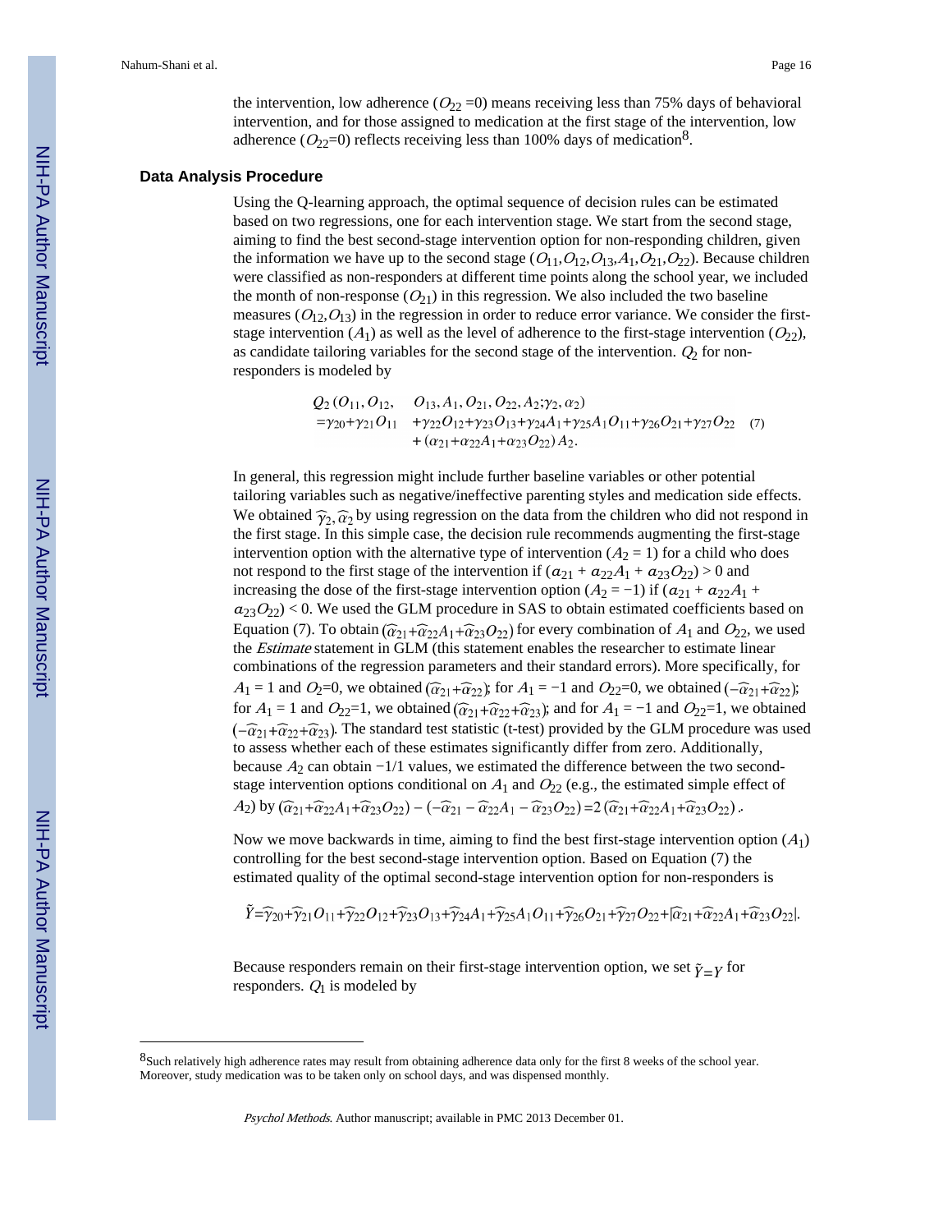the intervention, low adherence ($O_{22}$ =0) means receiving less than 75% days of behavioral intervention, and for those assigned to medication at the first stage of the intervention, low adherence ($O_{22}$=0) reflects receiving less than 100% days of medication[8].

### Data Analysis Procedure

Using the Q-learning approach, the optimal sequence of decision rules can be estimated based on two regressions, one for each intervention stage. We start from the second stage, aiming to find the best second-stage intervention option for non-responding children, given the information we have up to the second stage ($O_{11}$,$O_{12}$,$O_{13}$,$A_1$,$O_{21}$,$O_{22}$). Because children were classified as non-responders at different time points along the school year, we included the month of non-response ($O_{21}$) in this regression. We also included the two baseline measures ($O_{12}$,$O_{13}$) in the regression in order to reduce error variance. We consider the first-stage intervention ($A_1$) as well as the level of adherence to the first-stage intervention ($O_{22}$), as candidate tailoring variables for the second stage of the intervention. $Q_2$ for non-responders is modeled by

$$
\begin{aligned}
Q_2(O_{11}, O_{12}, \quad & O_{13}, A_1, O_{21}, O_{22}, A_2; \gamma_2, \alpha_2) \\
= \gamma_{20} + \gamma_{21} O_{11} \quad & + \gamma_{22} O_{12} + \gamma_{23} O_{13} + \gamma_{24} A_1 + \gamma_{25} A_1 O_{11} + \gamma_{26} O_{21} + \gamma_{27} O_{22} \\
& + (\alpha_{21} + \alpha_{22} A_1 + \alpha_{23} O_{22}) A_2.
\end{aligned} \quad (7)
$$

In general, this regression might include further baseline variables or other potential tailoring variables such as negative/ineffective parenting styles and medication side effects. We obtained $\hat{\gamma}_2, \hat{\alpha}_2$ by using regression on the data from the children who did not respond in the first stage. In this simple case, the decision rule recommends augmenting the first-stage intervention option with the alternative type of intervention ($A_2$ = 1) for a child who does not respond to the first stage of the intervention if ($\alpha_{21}$ + $\alpha_{22}A_1$ + $\alpha_{23}O_{22}$) > 0 and increasing the dose of the first-stage intervention option ($A_2$ = −1) if ($\alpha_{21}$ + $\alpha_{22}A_1$ + $\alpha_{23}O_{22}$) < 0. We used the GLM procedure in SAS to obtain estimated coefficients based on Equation (7). To obtain $(\hat{\alpha}_{21}+\hat{\alpha}_{22}A_1+\hat{\alpha}_{23}O_{22})$ for every combination of $A_1$ and $O_{22}$, we used the *Estimate* statement in GLM (this statement enables the researcher to estimate linear combinations of the regression parameters and their standard errors). More specifically, for $A_1$ = 1 and $O_2$=0, we obtained $(\hat{\alpha}_{21}+\hat{\alpha}_{22})$; for $A_1$ = −1 and $O_{22}$=0, we obtained $(-\hat{\alpha}_{21}+\hat{\alpha}_{22})$; for $A_1$ = 1 and $O_{22}$=1, we obtained $(\hat{\alpha}_{21}+\hat{\alpha}_{22}+\hat{\alpha}_{23})$; and for $A_1$ = −1 and $O_{22}$=1, we obtained $(-\hat{\alpha}_{21}+\hat{\alpha}_{22}+\hat{\alpha}_{23})$. The standard test statistic (t-test) provided by the GLM procedure was used to assess whether each of these estimates significantly differ from zero. Additionally, because $A_2$ can obtain −1/1 values, we estimated the difference between the two second-stage intervention options conditional on $A_1$ and $O_{22}$ (e.g., the estimated simple effect of $A_2$) by $(\hat{\alpha}_{21}+\hat{\alpha}_{22}A_1+\hat{\alpha}_{23}O_{22}) - (-\hat{\alpha}_{21} - \hat{\alpha}_{22}A_1 - \hat{\alpha}_{23}O_{22}) = 2(\hat{\alpha}_{21}+\hat{\alpha}_{22}A_1+\hat{\alpha}_{23}O_{22})$.

Now we move backwards in time, aiming to find the best first-stage intervention option ($A_1$) controlling for the best second-stage intervention option. Based on Equation (7) the estimated quality of the optimal second-stage intervention option for non-responders is

$$
\tilde{Y} = \hat{\gamma}_{20} + \hat{\gamma}_{21} O_{11} + \hat{\gamma}_{22} O_{12} + \hat{\gamma}_{23} O_{13} + \hat{\gamma}_{24} A_1 + \hat{\gamma}_{25} A_1 O_{11} + \hat{\gamma}_{26} O_{21} + \hat{\gamma}_{27} O_{22} + |\hat{\alpha}_{21} + \hat{\alpha}_{22} A_1 + \hat{\alpha}_{23} O_{22}|.
$$

Because responders remain on their first-stage intervention option, we set $\tilde{Y} = Y$ for responders. $Q_1$ is modeled by

[8]Such relatively high adherence rates may result from obtaining adherence data only for the first 8 weeks of the school year. Moreover, study medication was to be taken only on school days, and was dispensed monthly.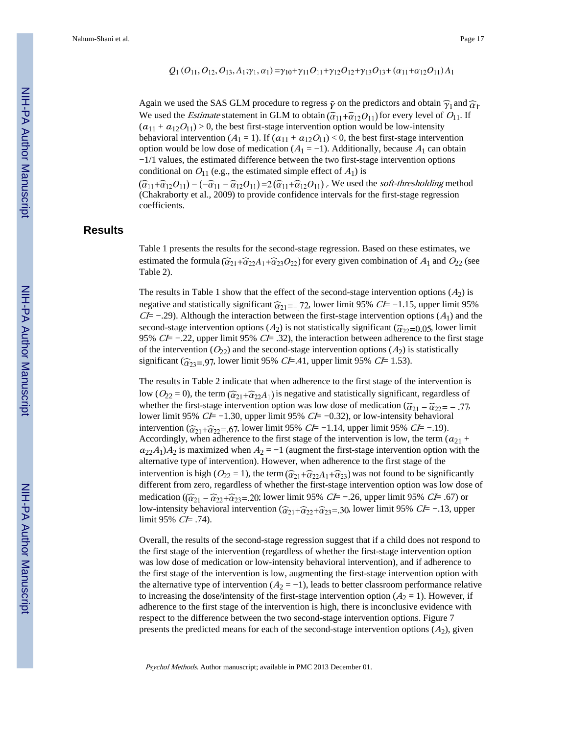$$Q_1(O_{11}, O_{12}, O_{13}, A_1; \gamma_1, \alpha_1) = \gamma_{10} + \gamma_{11} O_{11} + \gamma_{12} O_{12} + \gamma_{13} O_{13} + (\alpha_{11} + \alpha_{12} O_{11}) A_1$$

Again we used the SAS GLM procedure to regress $\tilde{Y}$ on the predictors and obtain $\hat{\gamma}_1$ and $\hat{\alpha}_1$. We used the *Estimate* statement in GLM to obtain $(\hat{\alpha}_{11} + \hat{\alpha}_{12} O_{11})$ for every level of $O_{11}$. If $(\alpha_{11} + \alpha_{12} O_{11}) > 0$, the best first-stage intervention option would be low-intensity behavioral intervention ($A_1 = 1$). If $(\alpha_{11} + \alpha_{12} O_{11}) < 0$, the best first-stage intervention option would be low dose of medication ($A_1 = -1$). Additionally, because $A_1$ can obtain −1/1 values, the estimated difference between the two first-stage intervention options conditional on $O_{11}$ (e.g., the estimated simple effect of $A_1$) is $(\hat{\alpha}_{11} + \hat{\alpha}_{12} O_{11}) - (-\hat{\alpha}_{11} - \hat{\alpha}_{12} O_{11}) = 2(\hat{\alpha}_{11} + \hat{\alpha}_{12} O_{11})$. We used the *soft-thresholding* method (Chakraborty et al., 2009) to provide confidence intervals for the first-stage regression coefficients.

## Results

Table 1 presents the results for the second-stage regression. Based on these estimates, we estimated the formula $(\hat{\alpha}_{21} + \hat{\alpha}_{22} A_1 + \hat{\alpha}_{23} O_{22})$ for every given combination of $A_1$ and $O_{22}$ (see Table 2).

The results in Table 1 show that the effect of the second-stage intervention options ($A_2$) is negative and statistically significant $\hat{\alpha}_{21} = -.72$, lower limit 95% *CI*= −1.15, upper limit 95% *CI*= −.29). Although the interaction between the first-stage intervention options ($A_1$) and the second-stage intervention options ($A_2$) is not statistically significant ($\hat{\alpha}_{22} = 0.05$, lower limit 95% *CI*= −.22, upper limit 95% *CI*= .32), the interaction between adherence to the first stage of the intervention ($O_{22}$) and the second-stage intervention options ($A_2$) is statistically significant ($\hat{\alpha}_{23} = .97$, lower limit 95% *CI*=.41, upper limit 95% *CI*= 1.53).

The results in Table 2 indicate that when adherence to the first stage of the intervention is low ($O_{22} = 0$), the term $(\hat{\alpha}_{21} + \hat{\alpha}_{22} A_1)$ is negative and statistically significant, regardless of whether the first-stage intervention option was low dose of medication ($\hat{\alpha}_{21} - \hat{\alpha}_{22} = -.77$, lower limit 95% *CI*= −1.30, upper limit 95% *CI*= −0.32), or low-intensity behavioral intervention ($\hat{\alpha}_{21} + \hat{\alpha}_{22} = .67$, lower limit 95% *CI*= −1.14, upper limit 95% *CI*= −.19). Accordingly, when adherence to the first stage of the intervention is low, the term $(\alpha_{21} + \alpha_{22} A_1) A_2$ is maximized when $A_2 = -1$ (augment the first-stage intervention option with the alternative type of intervention). However, when adherence to the first stage of the intervention is high ($O_{22} = 1$), the term $(\hat{\alpha}_{21} + \hat{\alpha}_{22} A_1 + \hat{\alpha}_{23})$ was not found to be significantly different from zero, regardless of whether the first-stage intervention option was low dose of medication ($(\hat{\alpha}_{21} - \hat{\alpha}_{22} + \hat{\alpha}_{23} = .20$; lower limit 95% *CI*= −.26, upper limit 95% *CI*= .67) or low-intensity behavioral intervention ($\hat{\alpha}_{21} + \hat{\alpha}_{22} + \hat{\alpha}_{23} = .30$, lower limit 95% *CI*= −.13, upper limit 95% *CI*= .74).

Overall, the results of the second-stage regression suggest that if a child does not respond to the first stage of the intervention (regardless of whether the first-stage intervention option was low dose of medication or low-intensity behavioral intervention), and if adherence to the first stage of the intervention is low, augmenting the first-stage intervention option with the alternative type of intervention ($A_2 = -1$), leads to better classroom performance relative to increasing the dose/intensity of the first-stage intervention option ($A_2 = 1$). However, if adherence to the first stage of the intervention is high, there is inconclusive evidence with respect to the difference between the two second-stage intervention options. Figure 7 presents the predicted means for each of the second-stage intervention options ($A_2$), given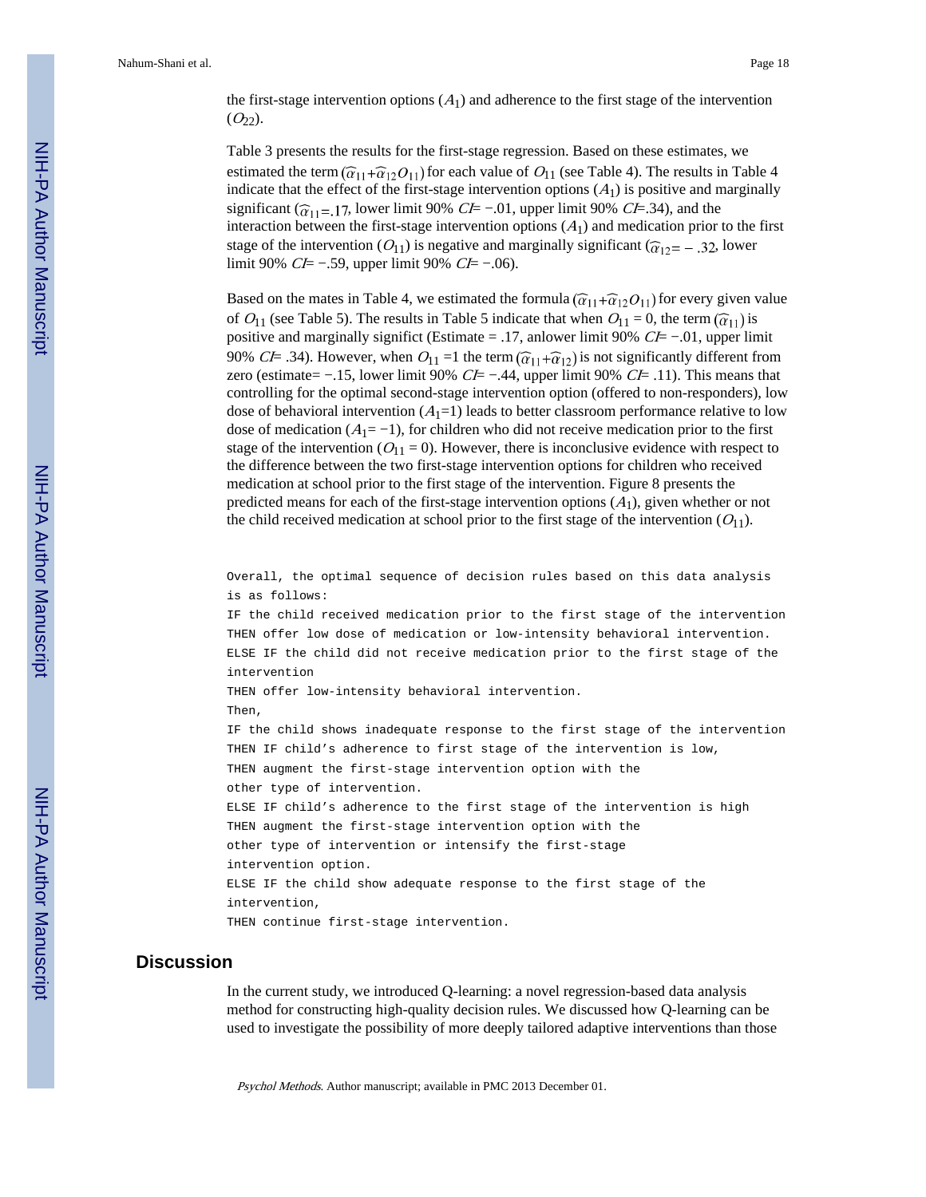the first-stage intervention options ($A_1$) and adherence to the first stage of the intervention ($O_{22}$).

Table 3 presents the results for the first-stage regression. Based on these estimates, we estimated the term $(\hat{\alpha}_{11}+\hat{\alpha}_{12}O_{11})$ for each value of $O_{11}$ (see Table 4). The results in Table 4 indicate that the effect of the first-stage intervention options ($A_1$) is positive and marginally significant ($\hat{\alpha}_{11}$=.17, lower limit 90% *CI*= −.01, upper limit 90% *CI*=.34), and the interaction between the first-stage intervention options ($A_1$) and medication prior to the first stage of the intervention ($O_{11}$) is negative and marginally significant ($\hat{\alpha}_{12}=-.32$, lower limit 90% *CI*= −.59, upper limit 90% *CI*= −.06).

Based on the mates in Table 4, we estimated the formula $(\hat{\alpha}_{11}+\hat{\alpha}_{12}O_{11})$ for every given value of $O_{11}$ (see Table 5). The results in Table 5 indicate that when $O_{11}$ = 0, the term $(\hat{\alpha}_{11})$ is positive and marginally significt (Estimate = .17, anlower limit 90% *CI*= −.01, upper limit 90% *CI*= .34). However, when $O_{11}$ =1 the term $(\hat{\alpha}_{11}+\hat{\alpha}_{12})$ is not significantly different from zero (estimate= −.15, lower limit 90% *CI*= −.44, upper limit 90% *CI*= .11). This means that controlling for the optimal second-stage intervention option (offered to non-responders), low dose of behavioral intervention ($A_1$=1) leads to better classroom performance relative to low dose of medication ($A_1$= −1), for children who did not receive medication prior to the first stage of the intervention ($O_{11}$ = 0). However, there is inconclusive evidence with respect to the difference between the two first-stage intervention options for children who received medication at school prior to the first stage of the intervention. Figure 8 presents the predicted means for each of the first-stage intervention options ($A_1$), given whether or not the child received medication at school prior to the first stage of the intervention ($O_{11}$).

```
Overall, the optimal sequence of decision rules based on this data analysis
is as follows:
IF the child received medication prior to the first stage of the intervention
THEN offer low dose of medication or low-intensity behavioral intervention.
ELSE IF the child did not receive medication prior to the first stage of the
intervention
THEN offer low-intensity behavioral intervention.
Then,
IF the child shows inadequate response to the first stage of the intervention
THEN IF child's adherence to first stage of the intervention is low,
THEN augment the first-stage intervention option with the
other type of intervention.
ELSE IF child's adherence to the first stage of the intervention is high
THEN augment the first-stage intervention option with the
other type of intervention or intensify the first-stage
intervention option.
ELSE IF the child show adequate response to the first stage of the
intervention,
THEN continue first-stage intervention.
```

## Discussion

In the current study, we introduced Q-learning: a novel regression-based data analysis method for constructing high-quality decision rules. We discussed how Q-learning can be used to investigate the possibility of more deeply tailored adaptive interventions than those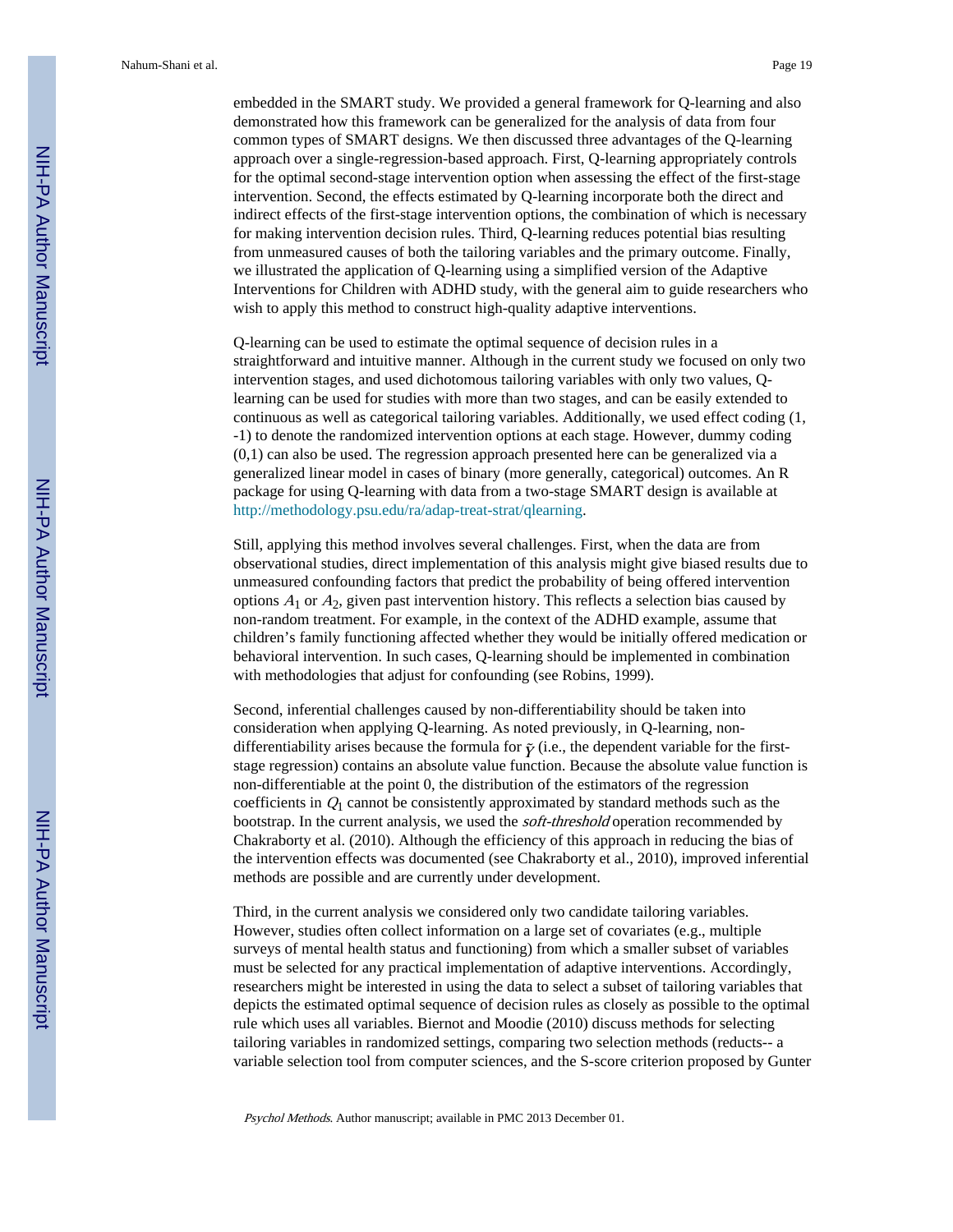embedded in the SMART study. We provided a general framework for Q-learning and also demonstrated how this framework can be generalized for the analysis of data from four common types of SMART designs. We then discussed three advantages of the Q-learning approach over a single-regression-based approach. First, Q-learning appropriately controls for the optimal second-stage intervention option when assessing the effect of the first-stage intervention. Second, the effects estimated by Q-learning incorporate both the direct and indirect effects of the first-stage intervention options, the combination of which is necessary for making intervention decision rules. Third, Q-learning reduces potential bias resulting from unmeasured causes of both the tailoring variables and the primary outcome. Finally, we illustrated the application of Q-learning using a simplified version of the Adaptive Interventions for Children with ADHD study, with the general aim to guide researchers who wish to apply this method to construct high-quality adaptive interventions.

Q-learning can be used to estimate the optimal sequence of decision rules in a straightforward and intuitive manner. Although in the current study we focused on only two intervention stages, and used dichotomous tailoring variables with only two values, Q-learning can be used for studies with more than two stages, and can be easily extended to continuous as well as categorical tailoring variables. Additionally, we used effect coding (1, -1) to denote the randomized intervention options at each stage. However, dummy coding (0,1) can also be used. The regression approach presented here can be generalized via a generalized linear model in cases of binary (more generally, categorical) outcomes. An R package for using Q-learning with data from a two-stage SMART design is available at http://methodology.psu.edu/ra/adap-treat-strat/qlearning.

Still, applying this method involves several challenges. First, when the data are from observational studies, direct implementation of this analysis might give biased results due to unmeasured confounding factors that predict the probability of being offered intervention options $A_1$ or $A_2$, given past intervention history. This reflects a selection bias caused by non-random treatment. For example, in the context of the ADHD example, assume that children's family functioning affected whether they would be initially offered medication or behavioral intervention. In such cases, Q-learning should be implemented in combination with methodologies that adjust for confounding (see Robins, 1999).

Second, inferential challenges caused by non-differentiability should be taken into consideration when applying Q-learning. As noted previously, in Q-learning, non-differentiability arises because the formula for $\tilde{Y}$ (i.e., the dependent variable for the first-stage regression) contains an absolute value function. Because the absolute value function is non-differentiable at the point 0, the distribution of the estimators of the regression coefficients in $Q_1$ cannot be consistently approximated by standard methods such as the bootstrap. In the current analysis, we used the *soft-threshold* operation recommended by Chakraborty et al. (2010). Although the efficiency of this approach in reducing the bias of the intervention effects was documented (see Chakraborty et al., 2010), improved inferential methods are possible and are currently under development.

Third, in the current analysis we considered only two candidate tailoring variables. However, studies often collect information on a large set of covariates (e.g., multiple surveys of mental health status and functioning) from which a smaller subset of variables must be selected for any practical implementation of adaptive interventions. Accordingly, researchers might be interested in using the data to select a subset of tailoring variables that depicts the estimated optimal sequence of decision rules as closely as possible to the optimal rule which uses all variables. Biernot and Moodie (2010) discuss methods for selecting tailoring variables in randomized settings, comparing two selection methods (reducts-- a variable selection tool from computer sciences, and the S-score criterion proposed by Gunter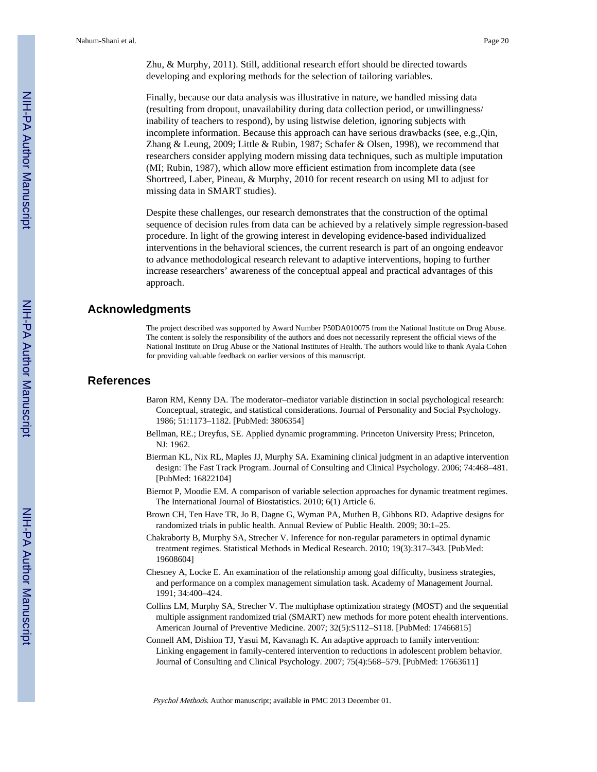Zhu, & Murphy, 2011). Still, additional research effort should be directed towards developing and exploring methods for the selection of tailoring variables.

Finally, because our data analysis was illustrative in nature, we handled missing data (resulting from dropout, unavailability during data collection period, or unwillingness/inability of teachers to respond), by using listwise deletion, ignoring subjects with incomplete information. Because this approach can have serious drawbacks (see, e.g.,Qin, Zhang & Leung, 2009; Little & Rubin, 1987; Schafer & Olsen, 1998), we recommend that researchers consider applying modern missing data techniques, such as multiple imputation (MI; Rubin, 1987), which allow more efficient estimation from incomplete data (see Shortreed, Laber, Pineau, & Murphy, 2010 for recent research on using MI to adjust for missing data in SMART studies).

Despite these challenges, our research demonstrates that the construction of the optimal sequence of decision rules from data can be achieved by a relatively simple regression-based procedure. In light of the growing interest in developing evidence-based individualized interventions in the behavioral sciences, the current research is part of an ongoing endeavor to advance methodological research relevant to adaptive interventions, hoping to further increase researchers' awareness of the conceptual appeal and practical advantages of this approach.

## Acknowledgments

The project described was supported by Award Number P50DA010075 from the National Institute on Drug Abuse. The content is solely the responsibility of the authors and does not necessarily represent the official views of the National Institute on Drug Abuse or the National Institutes of Health. The authors would like to thank Ayala Cohen for providing valuable feedback on earlier versions of this manuscript.

## References

Baron RM, Kenny DA. The moderator–mediator variable distinction in social psychological research: Conceptual, strategic, and statistical considerations. Journal of Personality and Social Psychology. 1986; 51:1173–1182. [PubMed: 3806354]

Bellman, RE.; Dreyfus, SE. Applied dynamic programming. Princeton University Press; Princeton, NJ: 1962.

Bierman KL, Nix RL, Maples JJ, Murphy SA. Examining clinical judgment in an adaptive intervention design: The Fast Track Program. Journal of Consulting and Clinical Psychology. 2006; 74:468–481. [PubMed: 16822104]

Biernot P, Moodie EM. A comparison of variable selection approaches for dynamic treatment regimes. The International Journal of Biostatistics. 2010; 6(1) Article 6.

Brown CH, Ten Have TR, Jo B, Dagne G, Wyman PA, Muthen B, Gibbons RD. Adaptive designs for randomized trials in public health. Annual Review of Public Health. 2009; 30:1–25.

Chakraborty B, Murphy SA, Strecher V. Inference for non-regular parameters in optimal dynamic treatment regimes. Statistical Methods in Medical Research. 2010; 19(3):317–343. [PubMed: 19608604]

Chesney A, Locke E. An examination of the relationship among goal difficulty, business strategies, and performance on a complex management simulation task. Academy of Management Journal. 1991; 34:400–424.

Collins LM, Murphy SA, Strecher V. The multiphase optimization strategy (MOST) and the sequential multiple assignment randomized trial (SMART) new methods for more potent ehealth interventions. American Journal of Preventive Medicine. 2007; 32(5):S112–S118. [PubMed: 17466815]

Connell AM, Dishion TJ, Yasui M, Kavanagh K. An adaptive approach to family intervention: Linking engagement in family-centered intervention to reductions in adolescent problem behavior. Journal of Consulting and Clinical Psychology. 2007; 75(4):568–579. [PubMed: 17663611]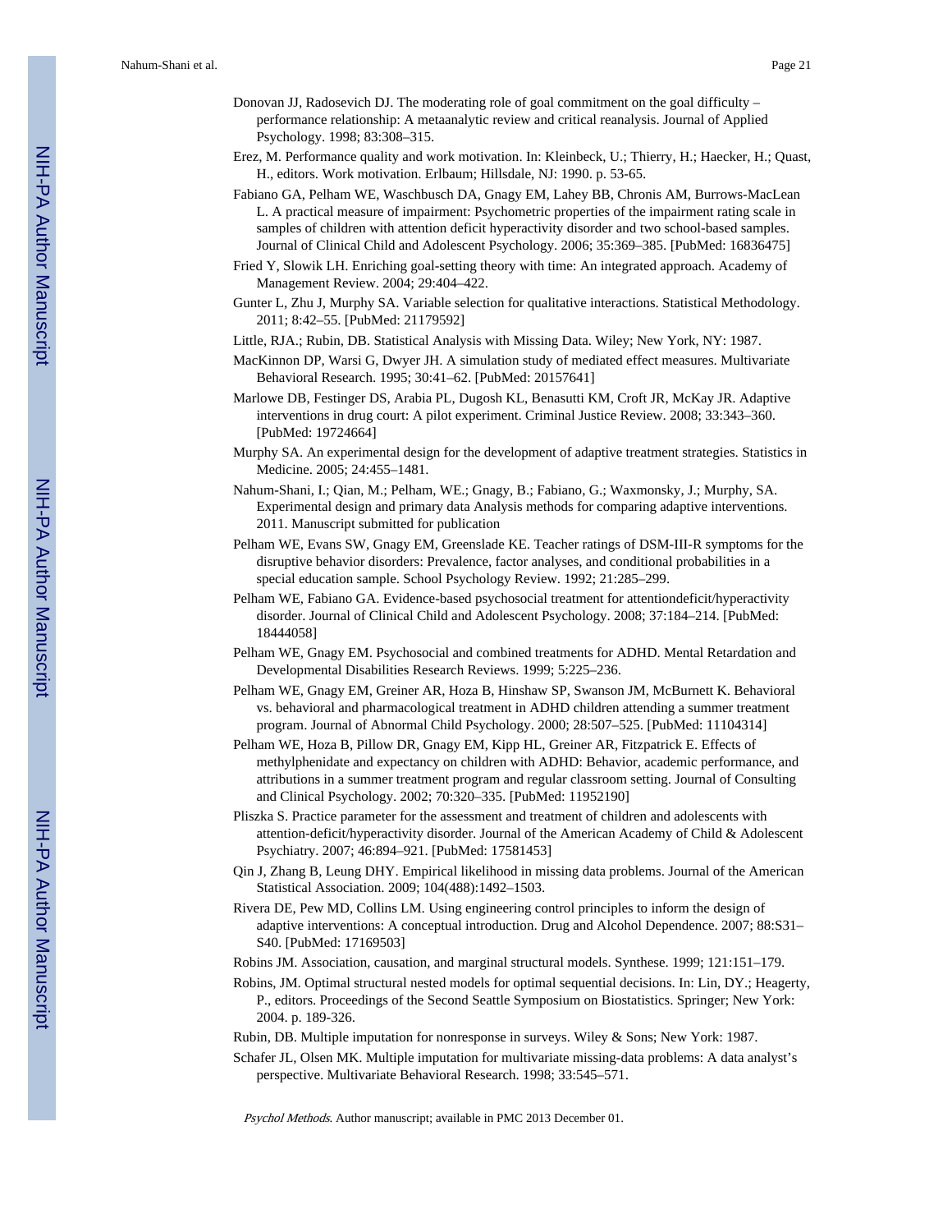Donovan JJ, Radosevich DJ. The moderating role of goal commitment on the goal difficulty – performance relationship: A metaanalytic review and critical reanalysis. Journal of Applied Psychology. 1998; 83:308–315.

Erez, M. Performance quality and work motivation. In: Kleinbeck, U.; Thierry, H.; Haecker, H.; Quast, H., editors. Work motivation. Erlbaum; Hillsdale, NJ: 1990. p. 53-65.

Fabiano GA, Pelham WE, Waschbusch DA, Gnagy EM, Lahey BB, Chronis AM, Burrows-MacLean L. A practical measure of impairment: Psychometric properties of the impairment rating scale in samples of children with attention deficit hyperactivity disorder and two school-based samples. Journal of Clinical Child and Adolescent Psychology. 2006; 35:369–385. [PubMed: 16836475]

Fried Y, Slowik LH. Enriching goal-setting theory with time: An integrated approach. Academy of Management Review. 2004; 29:404–422.

Gunter L, Zhu J, Murphy SA. Variable selection for qualitative interactions. Statistical Methodology. 2011; 8:42–55. [PubMed: 21179592]

Little, RJA.; Rubin, DB. Statistical Analysis with Missing Data. Wiley; New York, NY: 1987.

MacKinnon DP, Warsi G, Dwyer JH. A simulation study of mediated effect measures. Multivariate Behavioral Research. 1995; 30:41–62. [PubMed: 20157641]

Marlowe DB, Festinger DS, Arabia PL, Dugosh KL, Benasutti KM, Croft JR, McKay JR. Adaptive interventions in drug court: A pilot experiment. Criminal Justice Review. 2008; 33:343–360. [PubMed: 19724664]

Murphy SA. An experimental design for the development of adaptive treatment strategies. Statistics in Medicine. 2005; 24:455–1481.

Nahum-Shani, I.; Qian, M.; Pelham, WE.; Gnagy, B.; Fabiano, G.; Waxmonsky, J.; Murphy, SA. Experimental design and primary data Analysis methods for comparing adaptive interventions. 2011. Manuscript submitted for publication

Pelham WE, Evans SW, Gnagy EM, Greenslade KE. Teacher ratings of DSM-III-R symptoms for the disruptive behavior disorders: Prevalence, factor analyses, and conditional probabilities in a special education sample. School Psychology Review. 1992; 21:285–299.

Pelham WE, Fabiano GA. Evidence-based psychosocial treatment for attentiondeficit/hyperactivity disorder. Journal of Clinical Child and Adolescent Psychology. 2008; 37:184–214. [PubMed: 18444058]

Pelham WE, Gnagy EM. Psychosocial and combined treatments for ADHD. Mental Retardation and Developmental Disabilities Research Reviews. 1999; 5:225–236.

Pelham WE, Gnagy EM, Greiner AR, Hoza B, Hinshaw SP, Swanson JM, McBurnett K. Behavioral vs. behavioral and pharmacological treatment in ADHD children attending a summer treatment program. Journal of Abnormal Child Psychology. 2000; 28:507–525. [PubMed: 11104314]

Pelham WE, Hoza B, Pillow DR, Gnagy EM, Kipp HL, Greiner AR, Fitzpatrick E. Effects of methylphenidate and expectancy on children with ADHD: Behavior, academic performance, and attributions in a summer treatment program and regular classroom setting. Journal of Consulting and Clinical Psychology. 2002; 70:320–335. [PubMed: 11952190]

Pliszka S. Practice parameter for the assessment and treatment of children and adolescents with attention-deficit/hyperactivity disorder. Journal of the American Academy of Child & Adolescent Psychiatry. 2007; 46:894–921. [PubMed: 17581453]

Qin J, Zhang B, Leung DHY. Empirical likelihood in missing data problems. Journal of the American Statistical Association. 2009; 104(488):1492–1503.

Rivera DE, Pew MD, Collins LM. Using engineering control principles to inform the design of adaptive interventions: A conceptual introduction. Drug and Alcohol Dependence. 2007; 88:S31–S40. [PubMed: 17169503]

Robins JM. Association, causation, and marginal structural models. Synthese. 1999; 121:151–179.

Robins, JM. Optimal structural nested models for optimal sequential decisions. In: Lin, DY.; Heagerty, P., editors. Proceedings of the Second Seattle Symposium on Biostatistics. Springer; New York: 2004. p. 189-326.

Rubin, DB. Multiple imputation for nonresponse in surveys. Wiley & Sons; New York: 1987.

Schafer JL, Olsen MK. Multiple imputation for multivariate missing-data problems: A data analyst's perspective. Multivariate Behavioral Research. 1998; 33:545–571.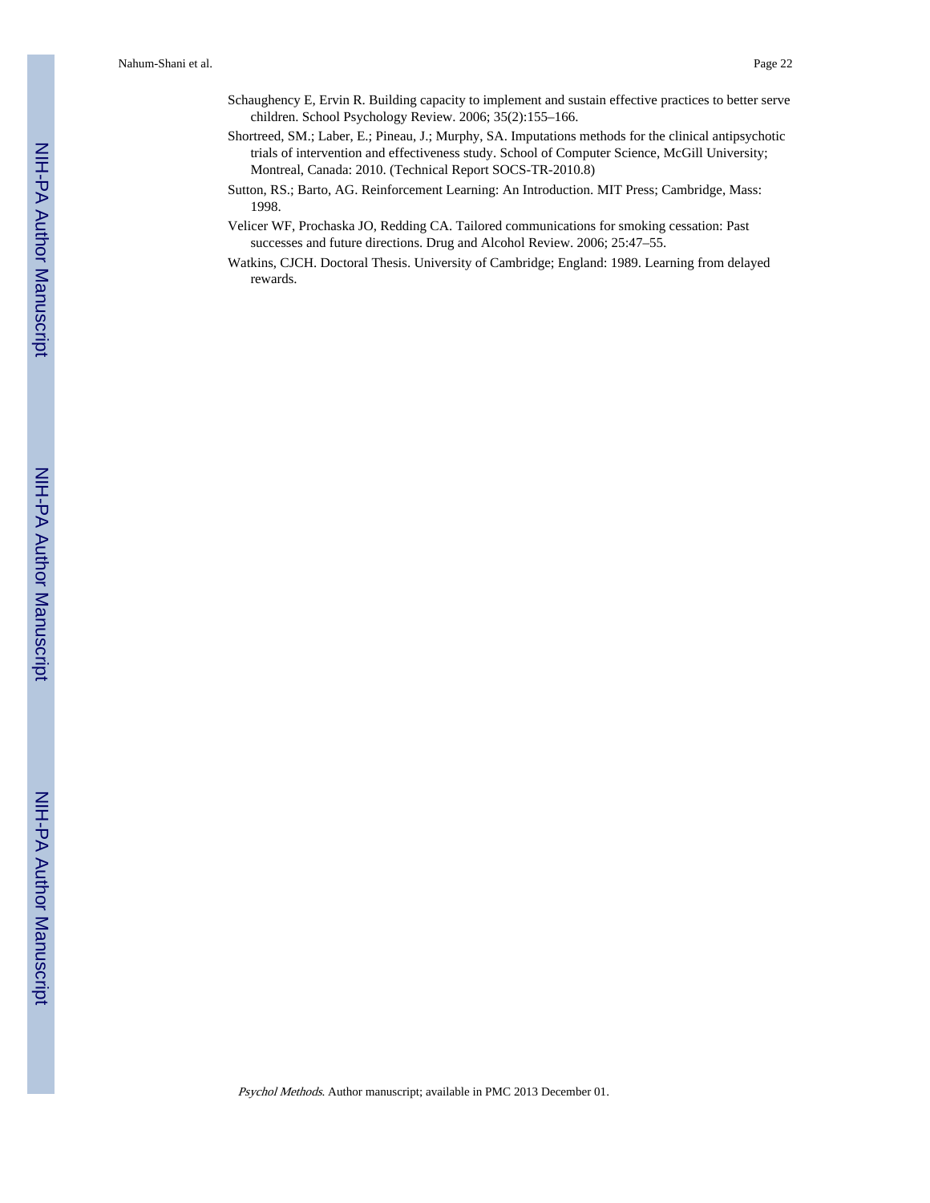Schaughency E, Ervin R. Building capacity to implement and sustain effective practices to better serve children. School Psychology Review. 2006; 35(2):155–166.

Shortreed, SM.; Laber, E.; Pineau, J.; Murphy, SA. Imputations methods for the clinical antipsychotic trials of intervention and effectiveness study. School of Computer Science, McGill University; Montreal, Canada: 2010. (Technical Report SOCS-TR-2010.8)

Sutton, RS.; Barto, AG. Reinforcement Learning: An Introduction. MIT Press; Cambridge, Mass: 1998.

Velicer WF, Prochaska JO, Redding CA. Tailored communications for smoking cessation: Past successes and future directions. Drug and Alcohol Review. 2006; 25:47–55.

Watkins, CJCH. Doctoral Thesis. University of Cambridge; England: 1989. Learning from delayed rewards.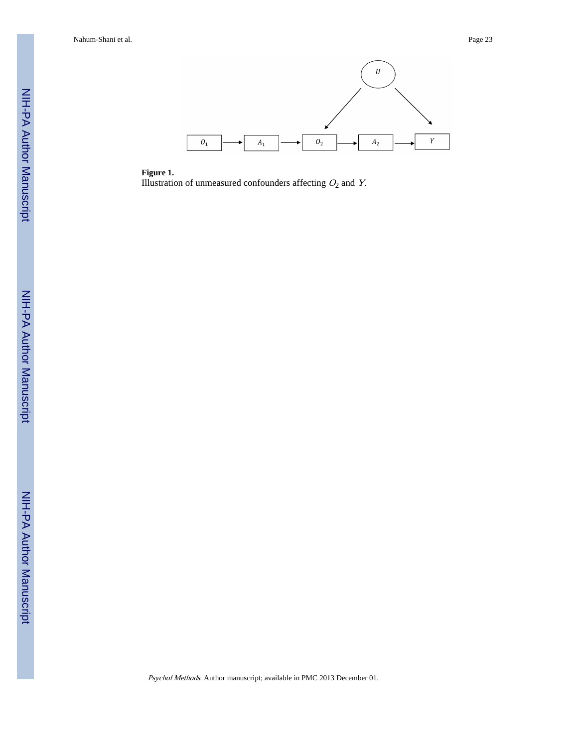**Figure 1.**

Illustration of unmeasured confounders affecting $O_2$ and $Y$.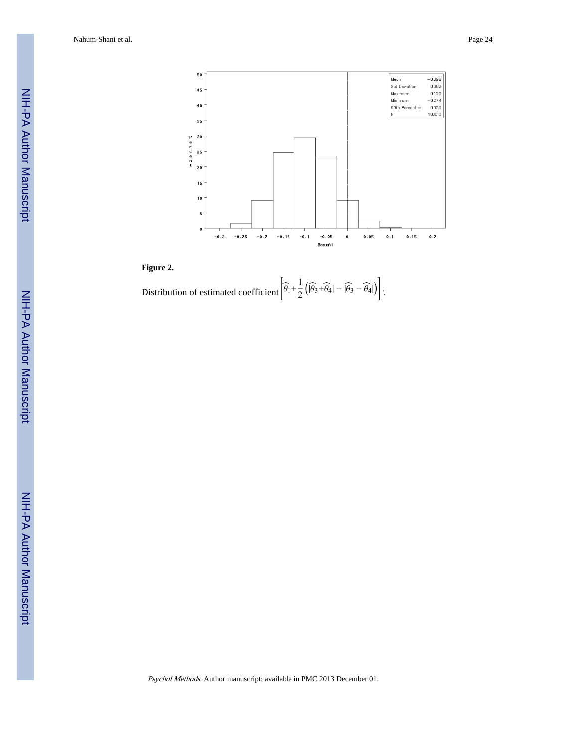**Figure 2.**

Distribution of estimated coefficient $\left[\widehat{\theta}_1+\frac{1}{2}\left(|\widehat{\theta}_3+\widehat{\theta}_4|-|\widehat{\theta}_3-\widehat{\theta}_4|\right)\right]$.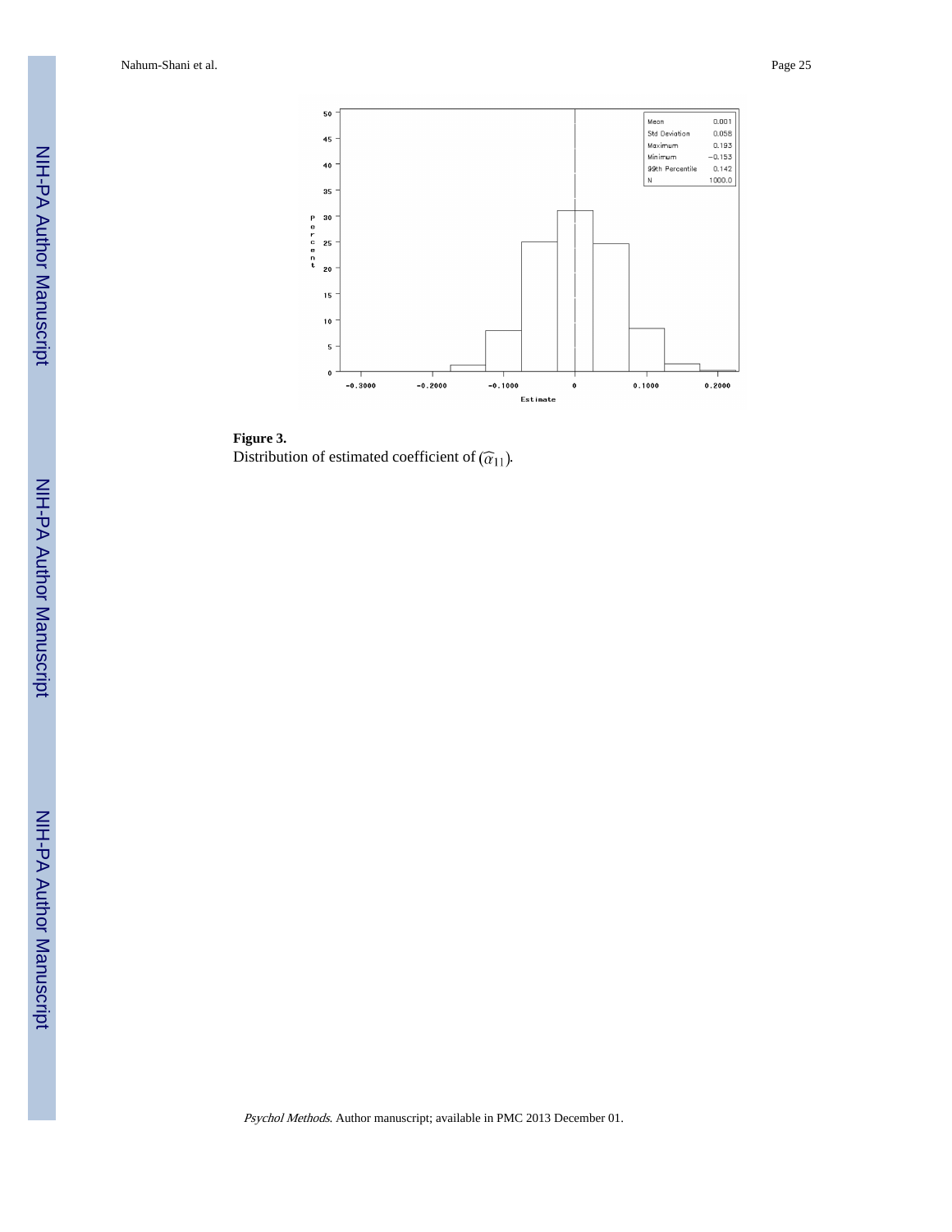**Figure 3.**

Distribution of estimated coefficient of $(\widehat{\alpha}_{11})$.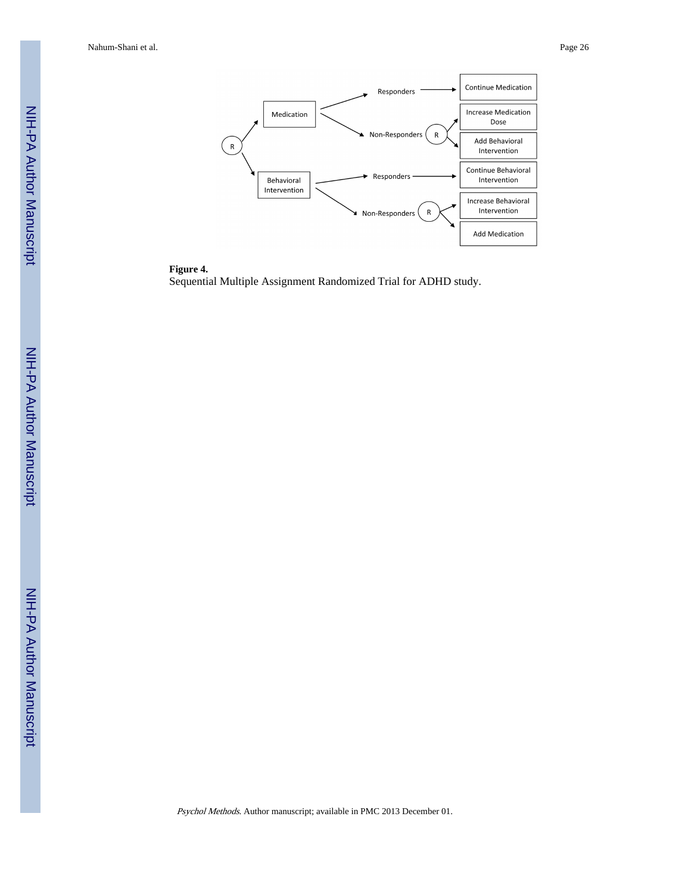**Figure 4.**

Sequential Multiple Assignment Randomized Trial for ADHD study.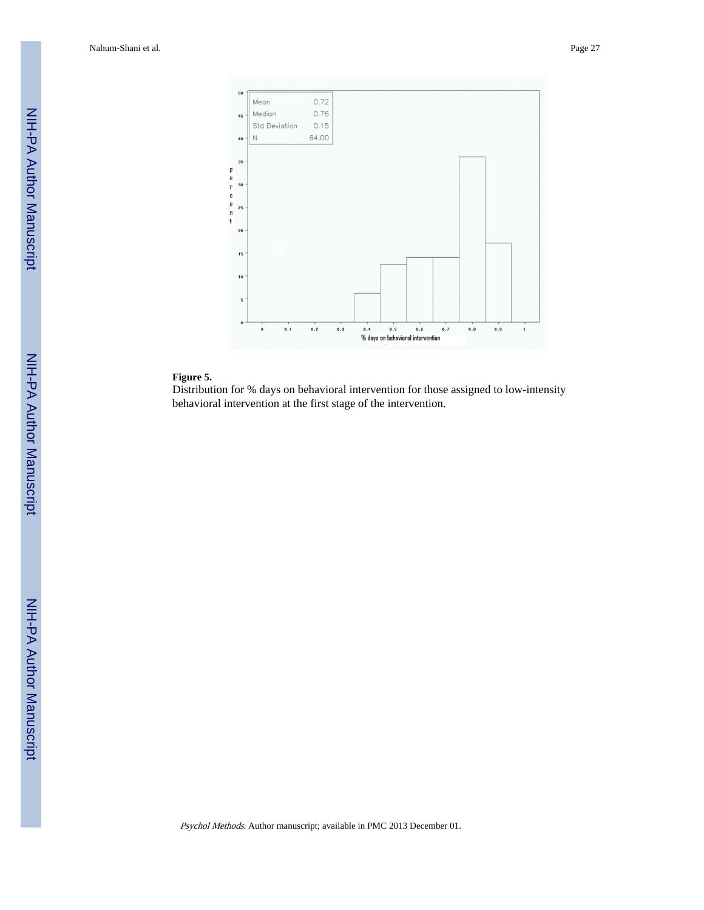**Figure 5.**

Distribution for % days on behavioral intervention for those assigned to low-intensity behavioral intervention at the first stage of the intervention.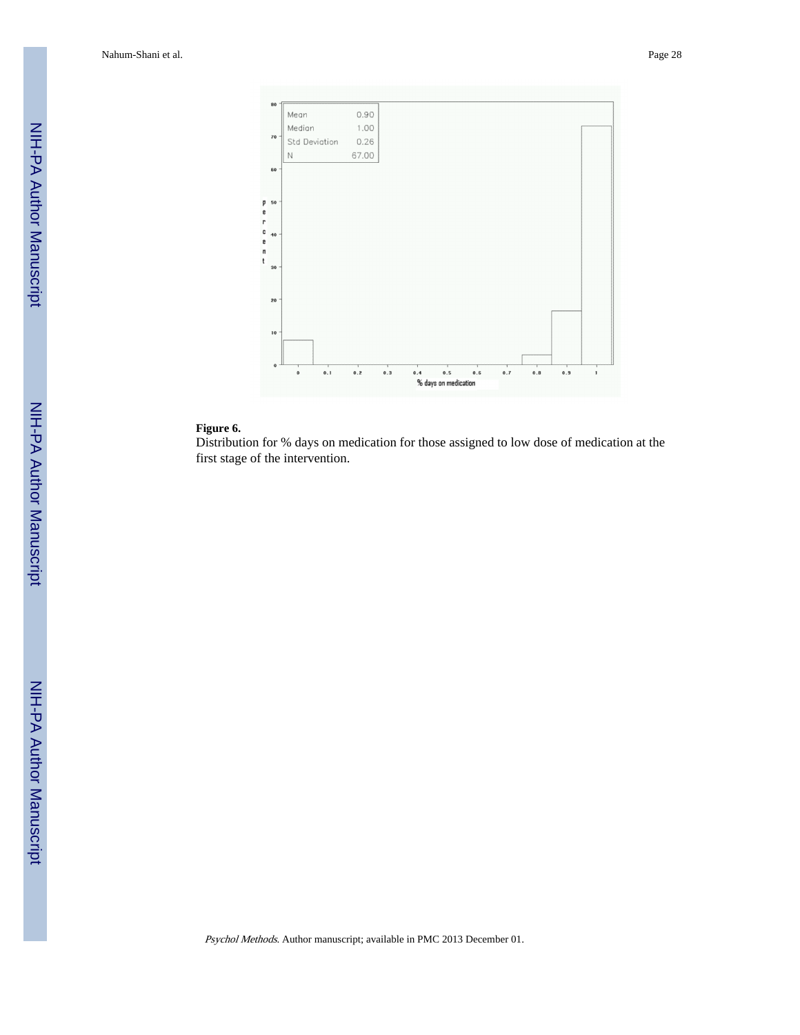**Figure 6.**

Distribution for % days on medication for those assigned to low dose of medication at the first stage of the intervention.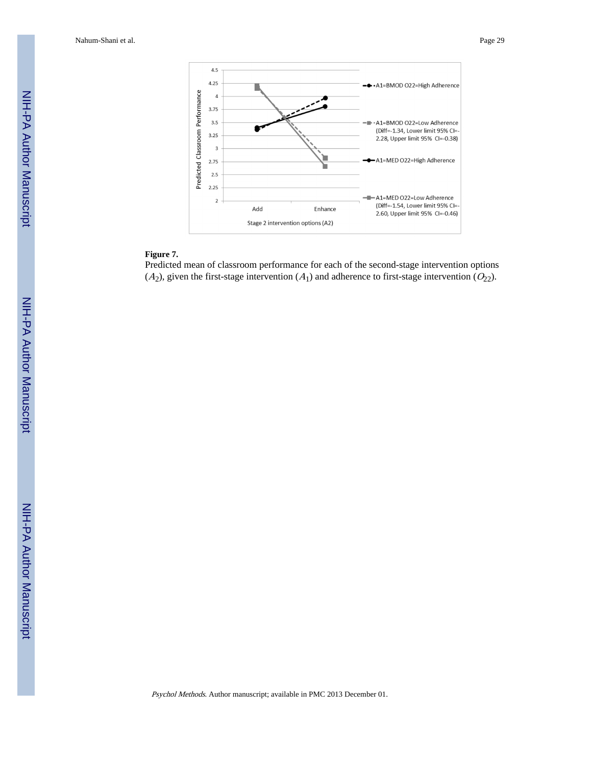**Figure 7.**

Predicted mean of classroom performance for each of the second-stage intervention options ($A_2$), given the first-stage intervention ($A_1$) and adherence to first-stage intervention ($O_{22}$).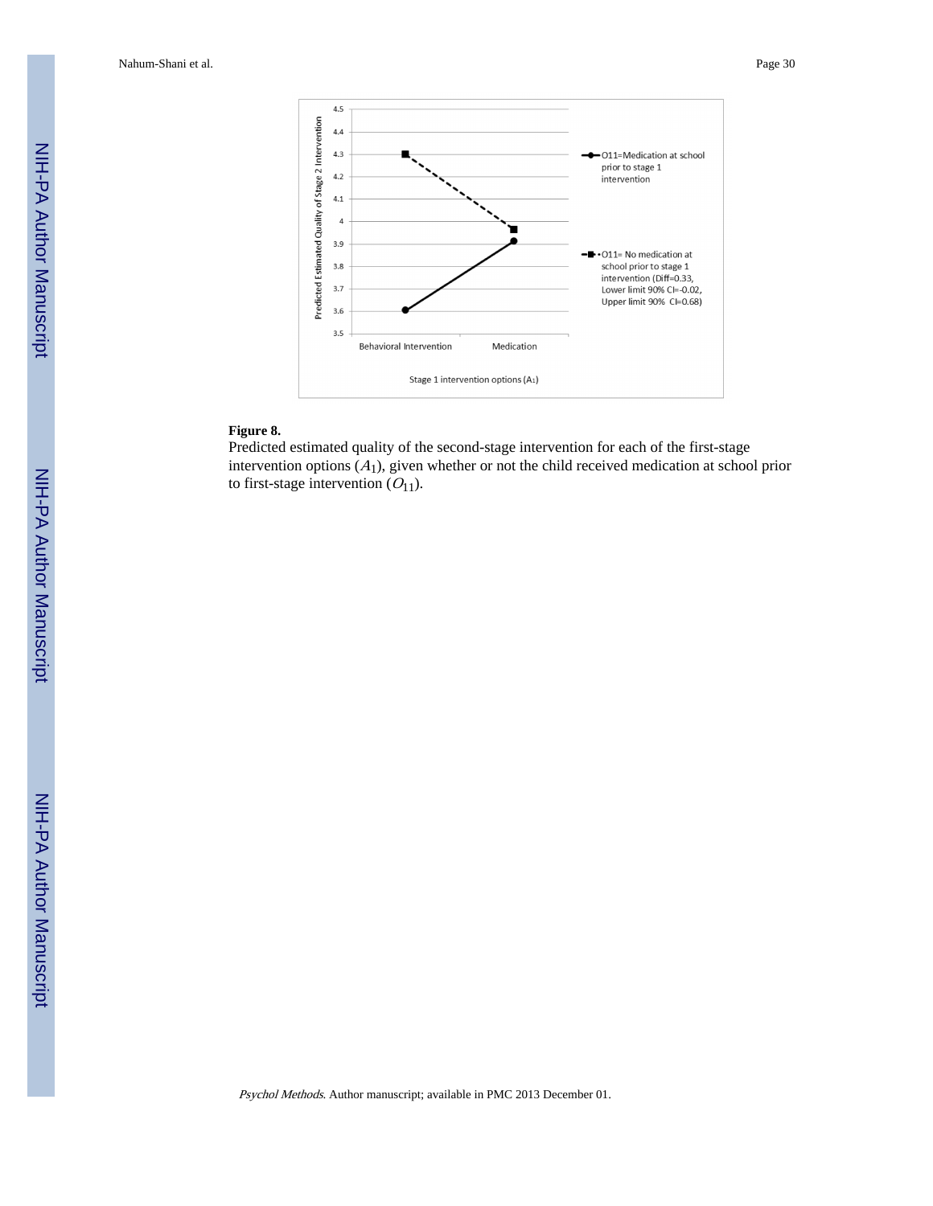**Figure 8.**

Predicted estimated quality of the second-stage intervention for each of the first-stage intervention options ($A_1$), given whether or not the child received medication at school prior to first-stage intervention ($O_{11}$).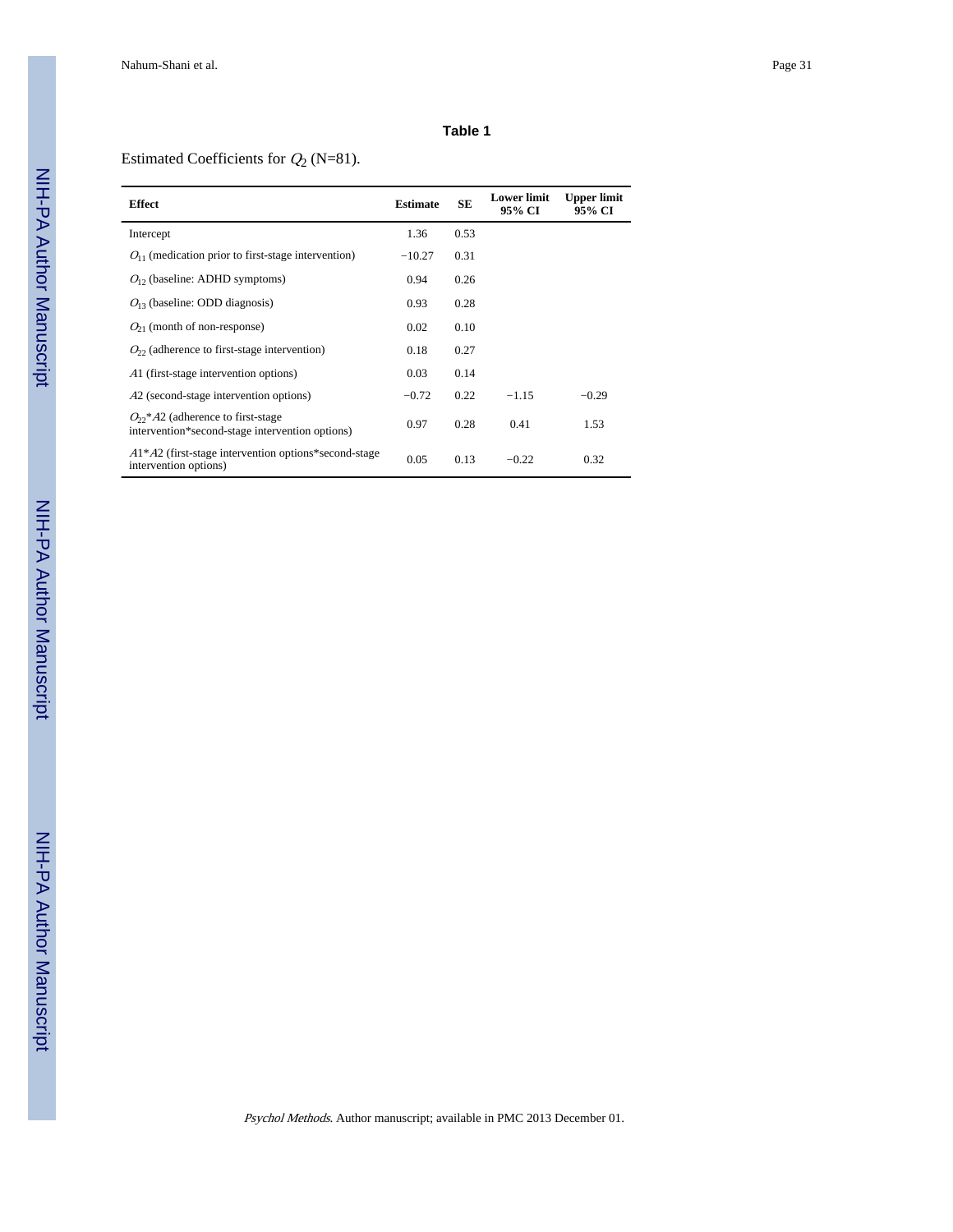## Table 1

Estimated Coefficients for $Q_2$ (N=81).

| Effect | Estimate | SE | Lower limit 95% CI | Upper limit 95% CI |
|---|---|---|---|---|
| Intercept | 1.36 | 0.53 | | |
| $O_{11}$ (medication prior to first-stage intervention) | −10.27 | 0.31 | | |
| $O_{12}$ (baseline: ADHD symptoms) | 0.94 | 0.26 | | |
| $O_{13}$ (baseline: ODD diagnosis) | 0.93 | 0.28 | | |
| $O_{21}$ (month of non-response) | 0.02 | 0.10 | | |
| $O_{22}$ (adherence to first-stage intervention) | 0.18 | 0.27 | | |
| $A1$ (first-stage intervention options) | 0.03 | 0.14 | | |
| $A2$ (second-stage intervention options) | −0.72 | 0.22 | −1.15 | −0.29 |
| $O_{22}$*$A2$ (adherence to first-stage intervention*second-stage intervention options) | 0.97 | 0.28 | 0.41 | 1.53 |
| $A1$*$A2$ (first-stage intervention options*second-stage intervention options) | 0.05 | 0.13 | −0.22 | 0.32 |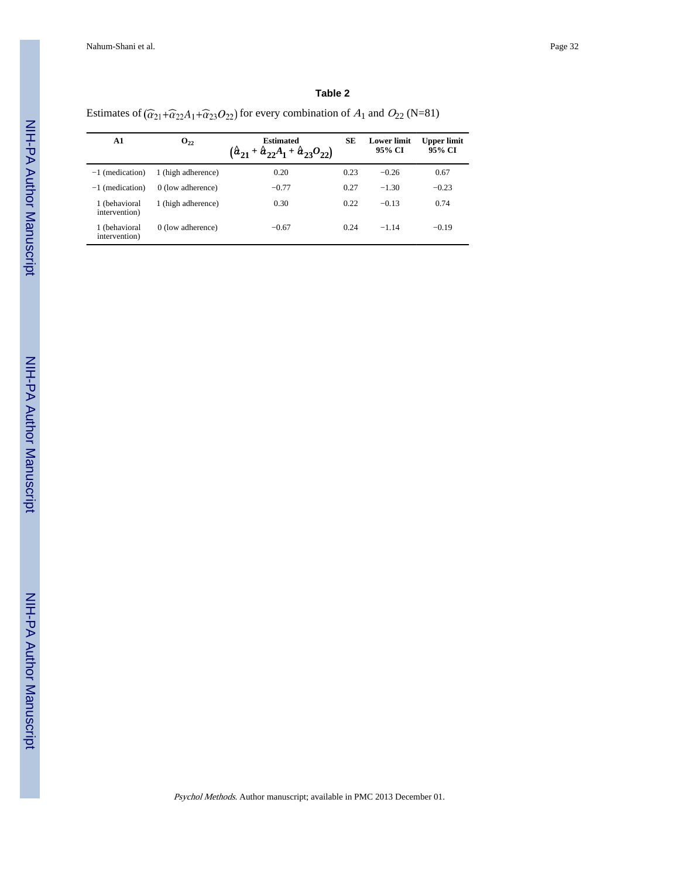## Table 2

Estimates of $(\hat{\alpha}_{21}+\hat{\alpha}_{22}A_1+\hat{\alpha}_{23}O_{22})$ for every combination of $A_1$ and $O_{22}$ (N=81)

| A1 | $O_{22}$ | Estimated $(\hat{\alpha}_{21}+\hat{\alpha}_{22}A_1+\hat{\alpha}_{23}O_{22})$ | SE | Lower limit 95% CI | Upper limit 95% CI |
|---|---|---|---|---|---|
| −1 (medication) | 1 (high adherence) | 0.20 | 0.23 | −0.26 | 0.67 |
| −1 (medication) | 0 (low adherence) | −0.77 | 0.27 | −1.30 | −0.23 |
| 1 (behavioral intervention) | 1 (high adherence) | 0.30 | 0.22 | −0.13 | 0.74 |
| 1 (behavioral intervention) | 0 (low adherence) | −0.67 | 0.24 | −1.14 | −0.19 |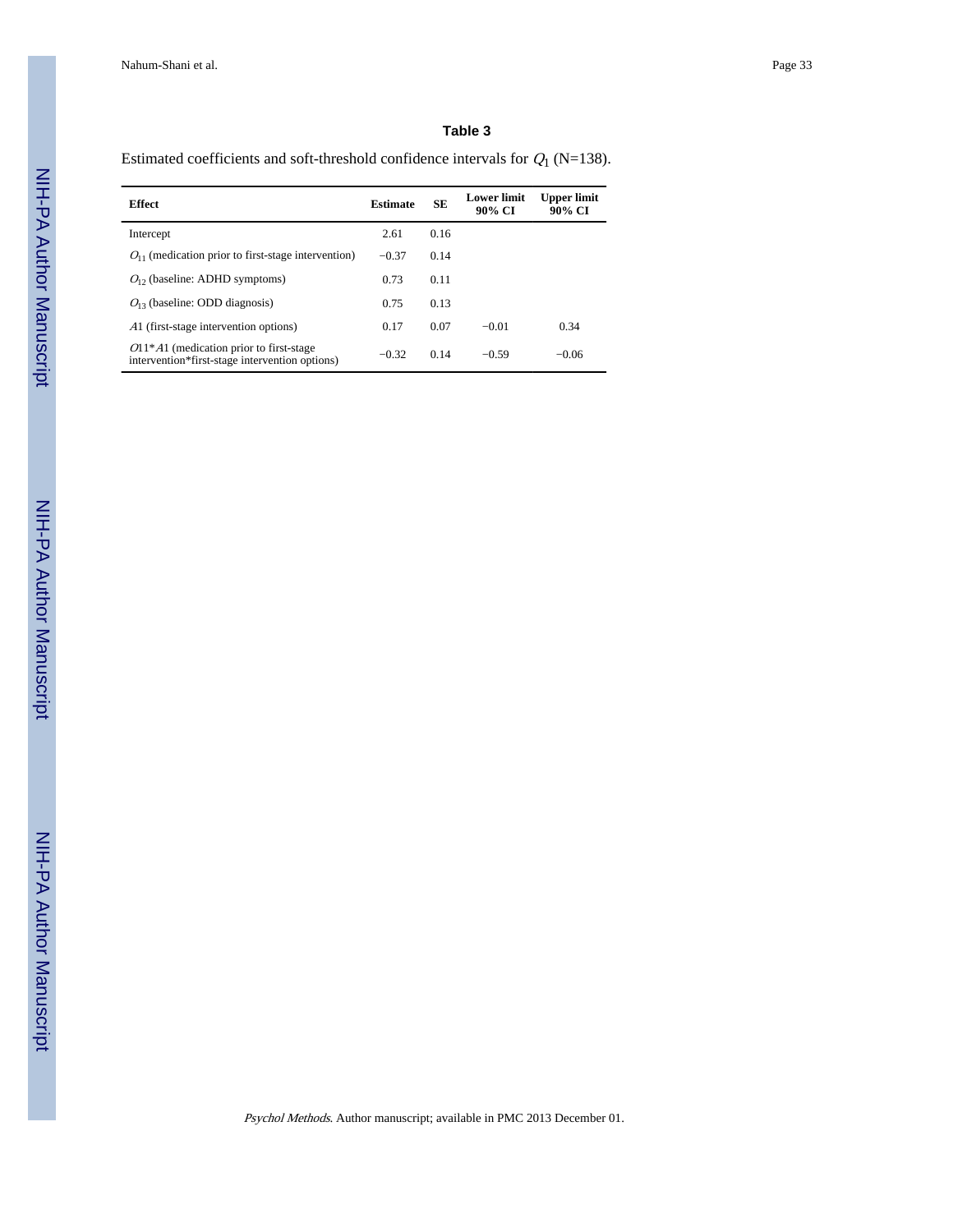**Table 3**

Estimated coefficients and soft-threshold confidence intervals for $Q_1$ (N=138).

| Effect | Estimate | SE | Lower limit 90% CI | Upper limit 90% CI |
|---|---|---|---|---|
| Intercept | 2.61 | 0.16 | | |
| $O_{11}$ (medication prior to first-stage intervention) | −0.37 | 0.14 | | |
| $O_{12}$ (baseline: ADHD symptoms) | 0.73 | 0.11 | | |
| $O_{13}$ (baseline: ODD diagnosis) | 0.75 | 0.13 | | |
| $A1$ (first-stage intervention options) | 0.17 | 0.07 | −0.01 | 0.34 |
| $O11*A1$ (medication prior to first-stage intervention*first-stage intervention options) | −0.32 | 0.14 | −0.59 | −0.06 |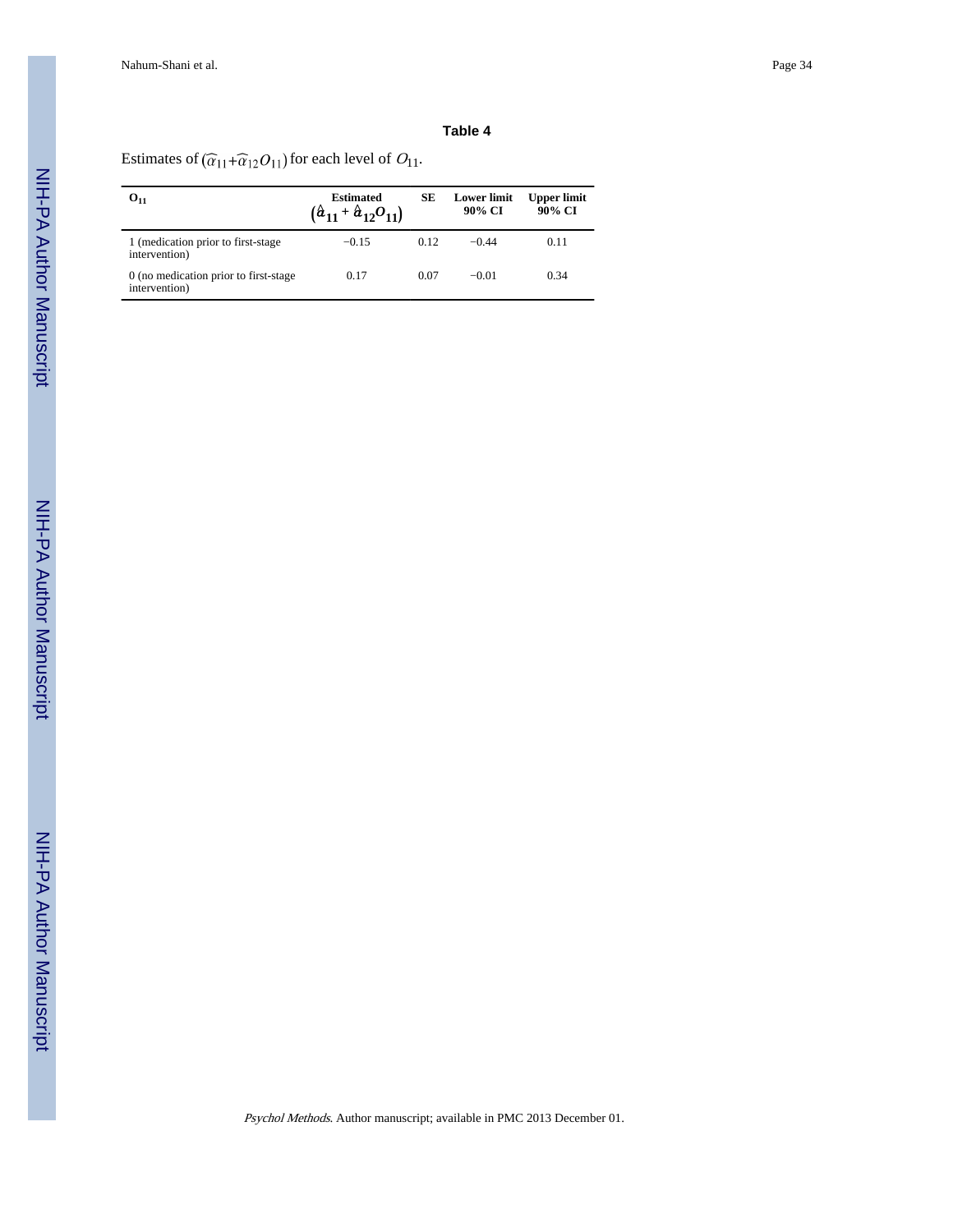**Table 4**

Estimates of $(\hat{\alpha}_{11}+\hat{\alpha}_{12}O_{11})$ for each level of $O_{11}$.

| $O_{11}$ | Estimated $(\hat{\alpha}_{11}+\hat{\alpha}_{12}O_{11})$ | SE | Lower limit 90% CI | Upper limit 90% CI |
|---|---|---|---|---|
| 1 (medication prior to first-stage intervention) | −0.15 | 0.12 | −0.44 | 0.11 |
| 0 (no medication prior to first-stage intervention) | 0.17 | 0.07 | −0.01 | 0.34 |